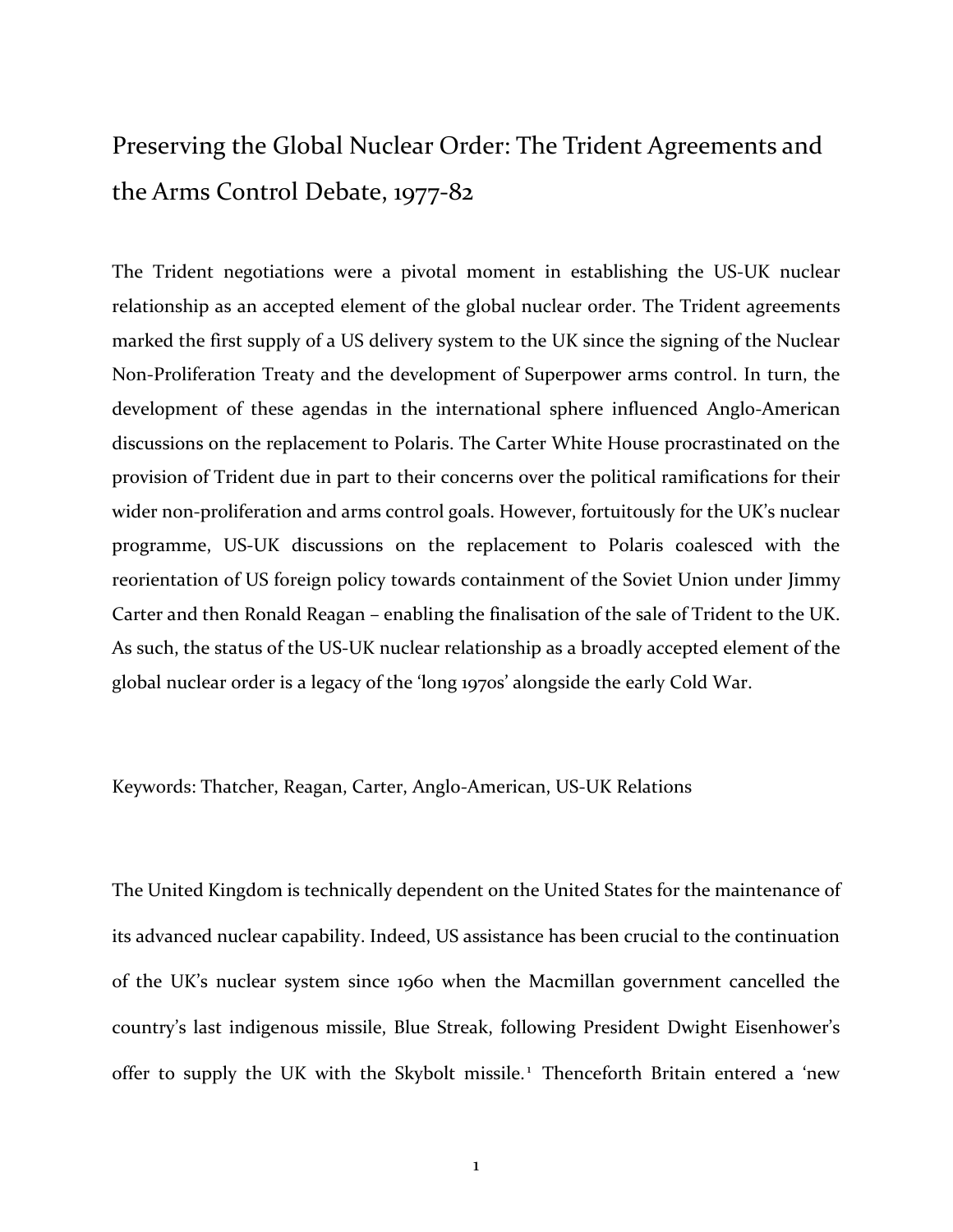# Preserving the Global Nuclear Order: The Trident Agreements and the Arms Control Debate, 1977-82

The Trident negotiations were a pivotal moment in establishing the US-UK nuclear relationship as an accepted element of the global nuclear order. The Trident agreements marked the first supply of a US delivery system to the UK since the signing of the Nuclear Non-Proliferation Treaty and the development of Superpower arms control. In turn, the development of these agendas in the international sphere influenced Anglo-American discussions on the replacement to Polaris. The Carter White House procrastinated on the provision of Trident due in part to their concerns over the political ramifications for their wider non-proliferation and arms control goals. However, fortuitously for the UK's nuclear programme, US-UK discussions on the replacement to Polaris coalesced with the reorientation of US foreign policy towards containment of the Soviet Union under Jimmy Carter and then Ronald Reagan – enabling the finalisation of the sale of Trident to the UK. As such, the status of the US-UK nuclear relationship as a broadly accepted element of the global nuclear order is a legacy of the 'long 1970s' alongside the early Cold War.

Keywords: Thatcher, Reagan, Carter, Anglo-American, US-UK Relations

The United Kingdom is technically dependent on the United States for the maintenance of its advanced nuclear capability. Indeed, US assistance has been crucial to the continuation of the UK's nuclear system since 1960 when the Macmillan government cancelled the country's last indigenous missile, Blue Streak, following President Dwight Eisenhower's offer to supply the UK with the Skybolt missile.[1] Thenceforth Britain entered a 'new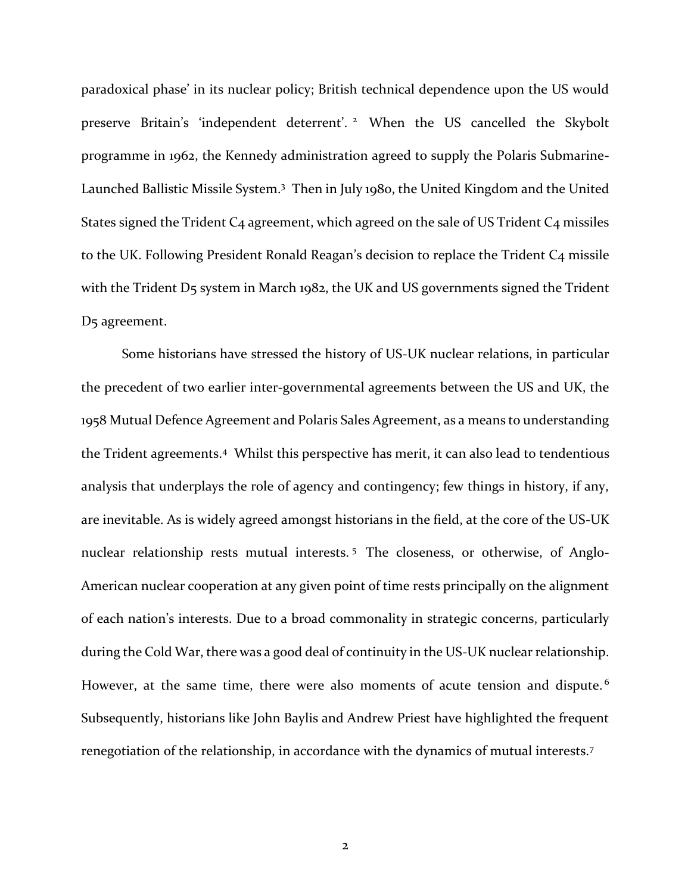paradoxical phase' in its nuclear policy; British technical dependence upon the US would preserve Britain's 'independent deterrent'. [2] When the US cancelled the Skybolt programme in 1962, the Kennedy administration agreed to supply the Polaris Submarine-Launched Ballistic Missile System.[3] Then in July 1980, the United Kingdom and the United States signed the Trident C4 agreement, which agreed on the sale of US Trident C4 missiles to the UK. Following President Ronald Reagan's decision to replace the Trident C4 missile with the Trident D5 system in March 1982, the UK and US governments signed the Trident D5 agreement.

Some historians have stressed the history of US-UK nuclear relations, in particular the precedent of two earlier inter-governmental agreements between the US and UK, the 1958 Mutual Defence Agreement and Polaris Sales Agreement, as a means to understanding the Trident agreements.[4] Whilst this perspective has merit, it can also lead to tendentious analysis that underplays the role of agency and contingency; few things in history, if any, are inevitable. As is widely agreed amongst historians in the field, at the core of the US-UK nuclear relationship rests mutual interests. [5] The closeness, or otherwise, of Anglo-American nuclear cooperation at any given point of time rests principally on the alignment of each nation's interests. Due to a broad commonality in strategic concerns, particularly during the Cold War, there was a good deal of continuity in the US-UK nuclear relationship. However, at the same time, there were also moments of acute tension and dispute. [6] Subsequently, historians like John Baylis and Andrew Priest have highlighted the frequent renegotiation of the relationship, in accordance with the dynamics of mutual interests.[7]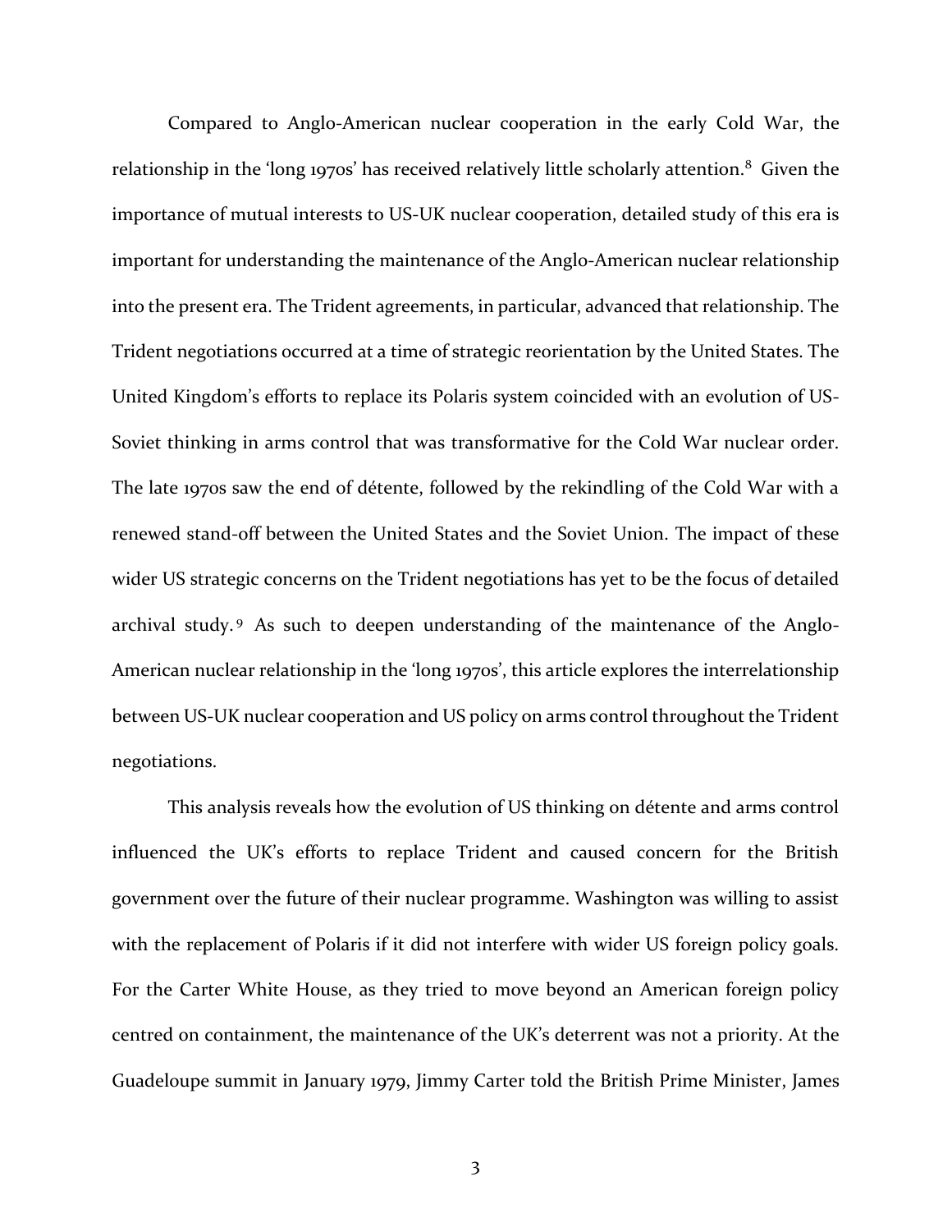Compared to Anglo-American nuclear cooperation in the early Cold War, the relationship in the 'long 1970s' has received relatively little scholarly attention.[8] Given the importance of mutual interests to US-UK nuclear cooperation, detailed study of this era is important for understanding the maintenance of the Anglo-American nuclear relationship into the present era. The Trident agreements, in particular, advanced that relationship. The Trident negotiations occurred at a time of strategic reorientation by the United States. The United Kingdom's efforts to replace its Polaris system coincided with an evolution of US-Soviet thinking in arms control that was transformative for the Cold War nuclear order. The late 1970s saw the end of détente, followed by the rekindling of the Cold War with a renewed stand-off between the United States and the Soviet Union. The impact of these wider US strategic concerns on the Trident negotiations has yet to be the focus of detailed archival study.[9] As such to deepen understanding of the maintenance of the Anglo-American nuclear relationship in the 'long 1970s', this article explores the interrelationship between US-UK nuclear cooperation and US policy on arms control throughout the Trident negotiations.

This analysis reveals how the evolution of US thinking on détente and arms control influenced the UK's efforts to replace Trident and caused concern for the British government over the future of their nuclear programme. Washington was willing to assist with the replacement of Polaris if it did not interfere with wider US foreign policy goals. For the Carter White House, as they tried to move beyond an American foreign policy centred on containment, the maintenance of the UK's deterrent was not a priority. At the Guadeloupe summit in January 1979, Jimmy Carter told the British Prime Minister, James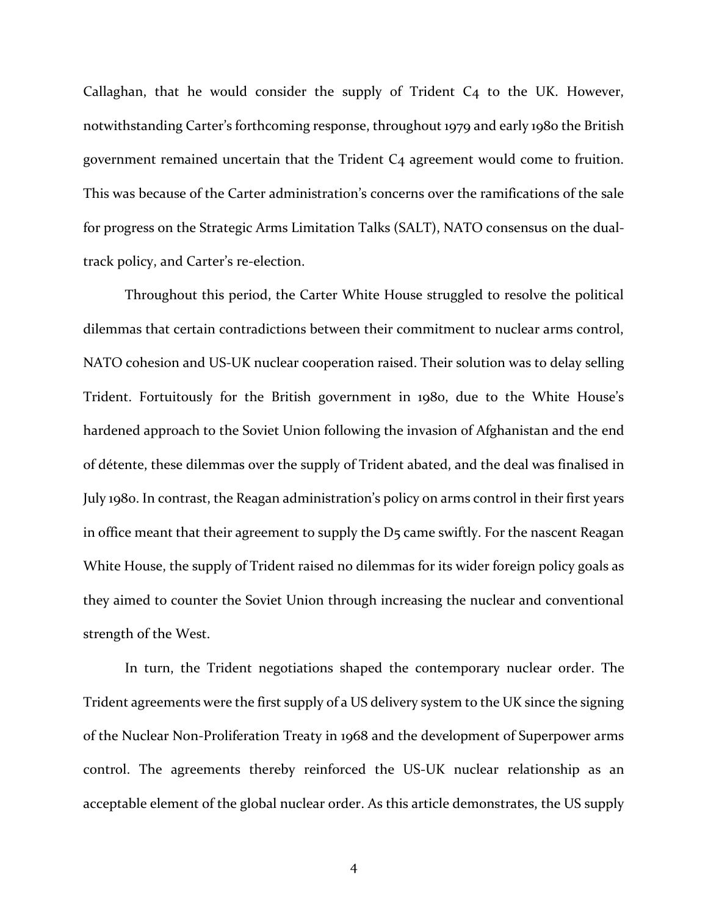Callaghan, that he would consider the supply of Trident C4 to the UK. However, notwithstanding Carter's forthcoming response, throughout 1979 and early 1980 the British government remained uncertain that the Trident C4 agreement would come to fruition. This was because of the Carter administration's concerns over the ramifications of the sale for progress on the Strategic Arms Limitation Talks (SALT), NATO consensus on the dual-track policy, and Carter's re-election.

Throughout this period, the Carter White House struggled to resolve the political dilemmas that certain contradictions between their commitment to nuclear arms control, NATO cohesion and US-UK nuclear cooperation raised. Their solution was to delay selling Trident. Fortuitously for the British government in 1980, due to the White House's hardened approach to the Soviet Union following the invasion of Afghanistan and the end of détente, these dilemmas over the supply of Trident abated, and the deal was finalised in July 1980. In contrast, the Reagan administration's policy on arms control in their first years in office meant that their agreement to supply the D5 came swiftly. For the nascent Reagan White House, the supply of Trident raised no dilemmas for its wider foreign policy goals as they aimed to counter the Soviet Union through increasing the nuclear and conventional strength of the West.

In turn, the Trident negotiations shaped the contemporary nuclear order. The Trident agreements were the first supply of a US delivery system to the UK since the signing of the Nuclear Non-Proliferation Treaty in 1968 and the development of Superpower arms control. The agreements thereby reinforced the US-UK nuclear relationship as an acceptable element of the global nuclear order. As this article demonstrates, the US supply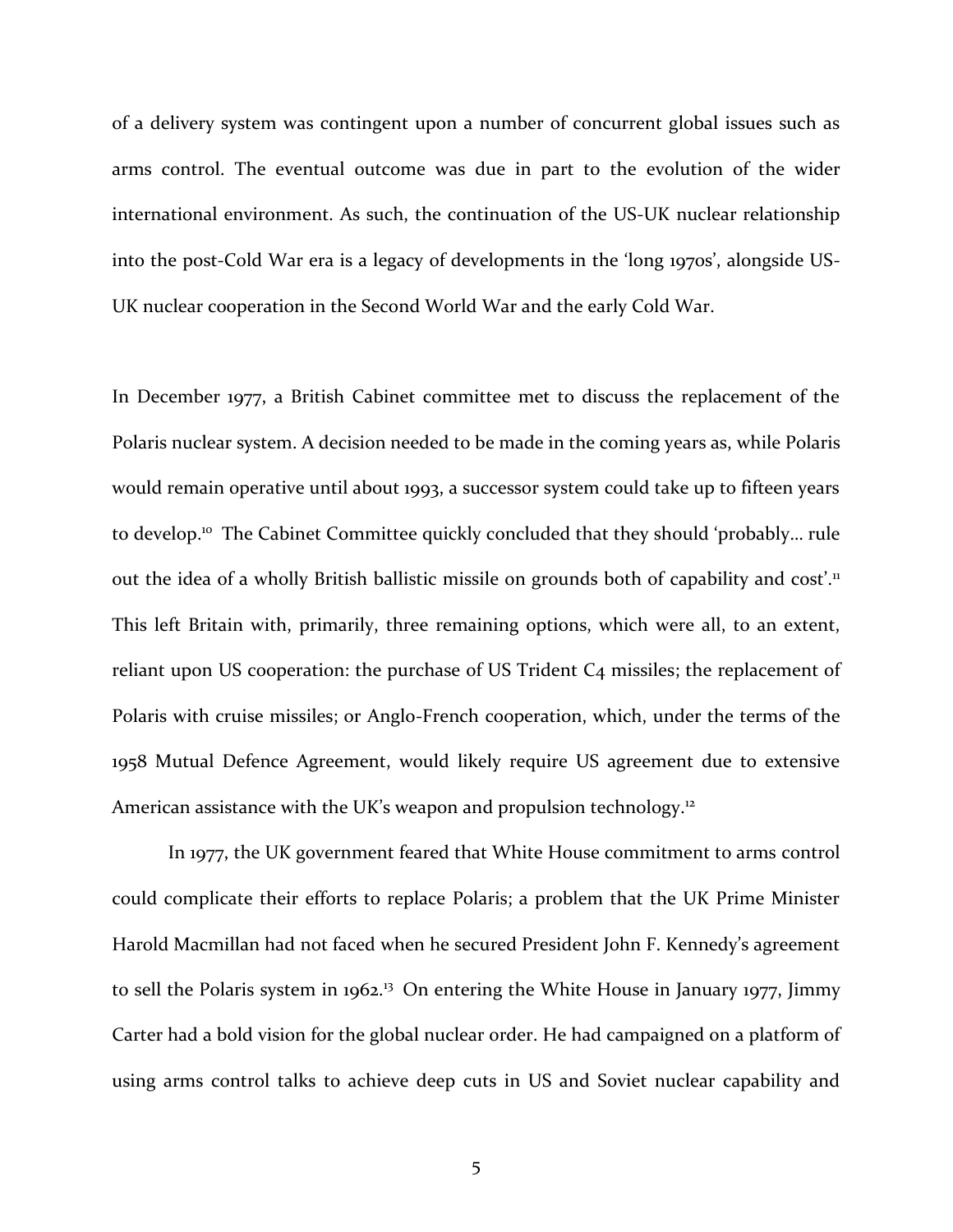of a delivery system was contingent upon a number of concurrent global issues such as arms control. The eventual outcome was due in part to the evolution of the wider international environment. As such, the continuation of the US-UK nuclear relationship into the post-Cold War era is a legacy of developments in the 'long 1970s', alongside US-UK nuclear cooperation in the Second World War and the early Cold War.

In December 1977, a British Cabinet committee met to discuss the replacement of the Polaris nuclear system. A decision needed to be made in the coming years as, while Polaris would remain operative until about 1993, a successor system could take up to fifteen years to develop.[10] The Cabinet Committee quickly concluded that they should 'probably… rule out the idea of a wholly British ballistic missile on grounds both of capability and cost'.[11] This left Britain with, primarily, three remaining options, which were all, to an extent, reliant upon US cooperation: the purchase of US Trident C4 missiles; the replacement of Polaris with cruise missiles; or Anglo-French cooperation, which, under the terms of the 1958 Mutual Defence Agreement, would likely require US agreement due to extensive American assistance with the UK's weapon and propulsion technology.[12]

In 1977, the UK government feared that White House commitment to arms control could complicate their efforts to replace Polaris; a problem that the UK Prime Minister Harold Macmillan had not faced when he secured President John F. Kennedy's agreement to sell the Polaris system in 1962.[13] On entering the White House in January 1977, Jimmy Carter had a bold vision for the global nuclear order. He had campaigned on a platform of using arms control talks to achieve deep cuts in US and Soviet nuclear capability and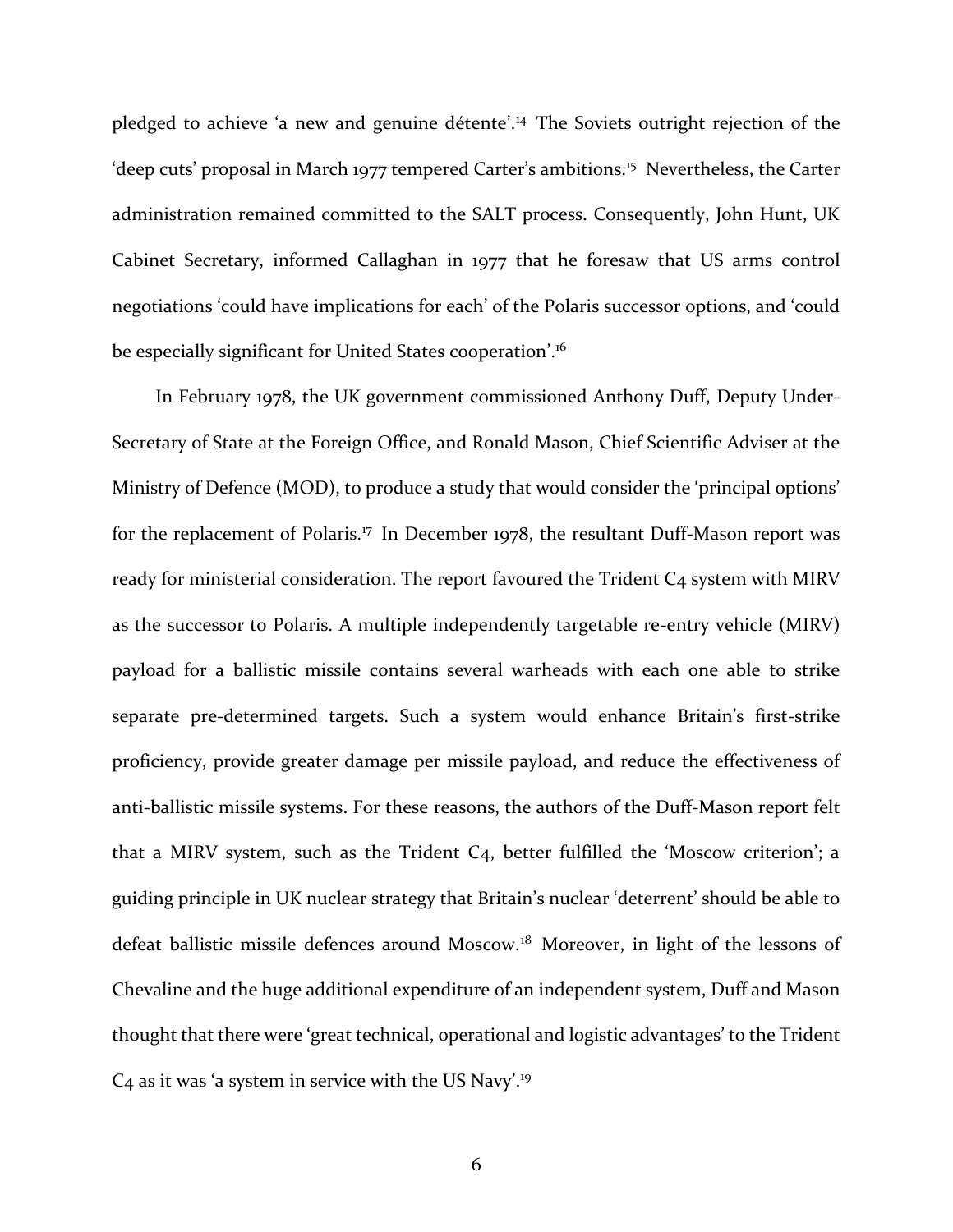pledged to achieve 'a new and genuine détente'.[14] The Soviets outright rejection of the 'deep cuts' proposal in March 1977 tempered Carter's ambitions.[15] Nevertheless, the Carter administration remained committed to the SALT process. Consequently, John Hunt, UK Cabinet Secretary, informed Callaghan in 1977 that he foresaw that US arms control negotiations 'could have implications for each' of the Polaris successor options, and 'could be especially significant for United States cooperation'.[16]

In February 1978, the UK government commissioned Anthony Duff, Deputy Under-Secretary of State at the Foreign Office, and Ronald Mason, Chief Scientific Adviser at the Ministry of Defence (MOD), to produce a study that would consider the 'principal options' for the replacement of Polaris.[17] In December 1978, the resultant Duff-Mason report was ready for ministerial consideration. The report favoured the Trident C4 system with MIRV as the successor to Polaris. A multiple independently targetable re-entry vehicle (MIRV) payload for a ballistic missile contains several warheads with each one able to strike separate pre-determined targets. Such a system would enhance Britain's first-strike proficiency, provide greater damage per missile payload, and reduce the effectiveness of anti-ballistic missile systems. For these reasons, the authors of the Duff-Mason report felt that a MIRV system, such as the Trident C4, better fulfilled the 'Moscow criterion'; a guiding principle in UK nuclear strategy that Britain's nuclear 'deterrent' should be able to defeat ballistic missile defences around Moscow.[18] Moreover, in light of the lessons of Chevaline and the huge additional expenditure of an independent system, Duff and Mason thought that there were 'great technical, operational and logistic advantages' to the Trident C4 as it was 'a system in service with the US Navy'.[19]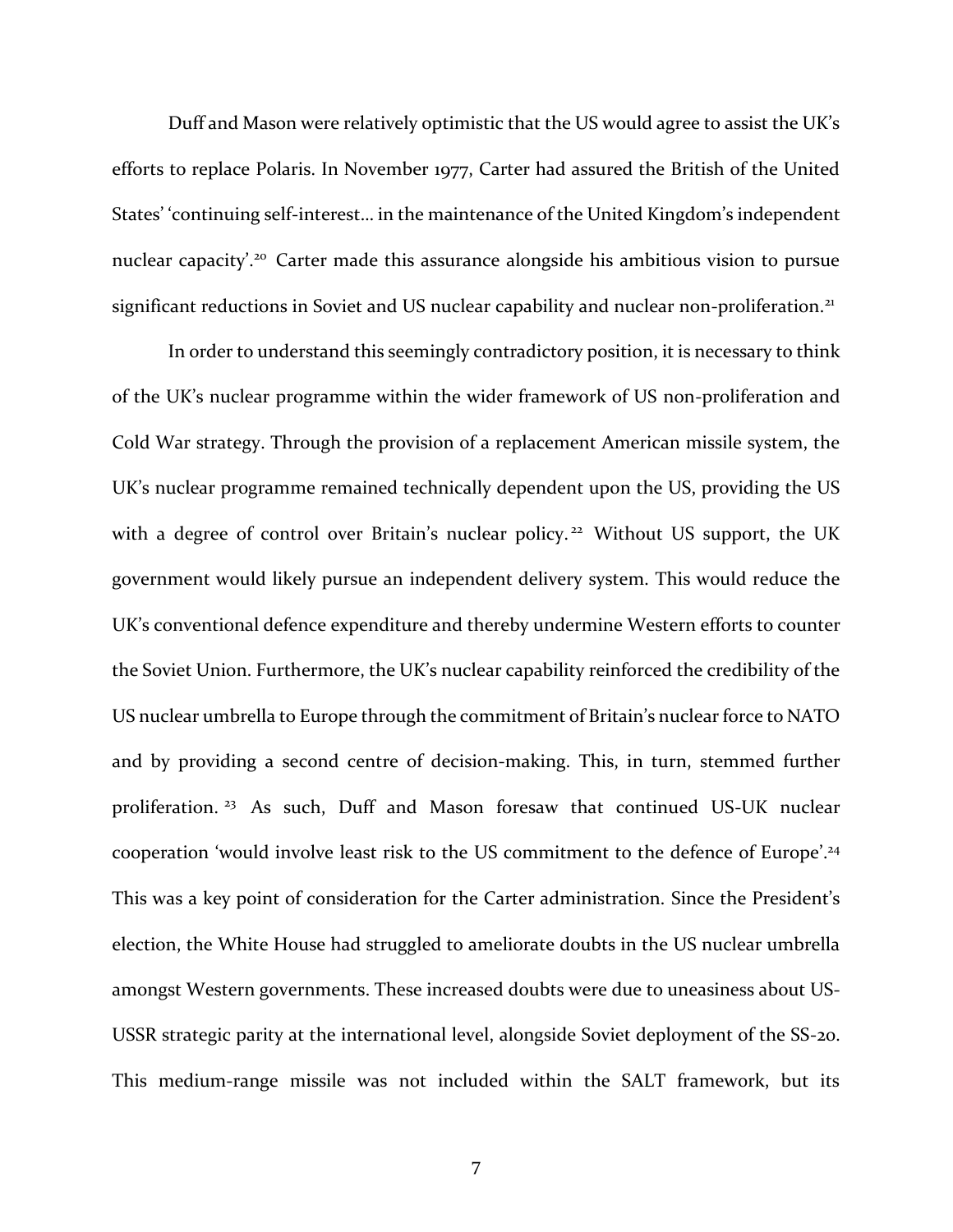Duff and Mason were relatively optimistic that the US would agree to assist the UK's efforts to replace Polaris. In November 1977, Carter had assured the British of the United States' 'continuing self-interest… in the maintenance of the United Kingdom's independent nuclear capacity'.[20] Carter made this assurance alongside his ambitious vision to pursue significant reductions in Soviet and US nuclear capability and nuclear non-proliferation.[21]

In order to understand this seemingly contradictory position, it is necessary to think of the UK's nuclear programme within the wider framework of US non-proliferation and Cold War strategy. Through the provision of a replacement American missile system, the UK's nuclear programme remained technically dependent upon the US, providing the US with a degree of control over Britain's nuclear policy.[22] Without US support, the UK government would likely pursue an independent delivery system. This would reduce the UK's conventional defence expenditure and thereby undermine Western efforts to counter the Soviet Union. Furthermore, the UK's nuclear capability reinforced the credibility of the US nuclear umbrella to Europe through the commitment of Britain's nuclear force to NATO and by providing a second centre of decision-making. This, in turn, stemmed further proliferation.[23] As such, Duff and Mason foresaw that continued US-UK nuclear cooperation 'would involve least risk to the US commitment to the defence of Europe'.[24] This was a key point of consideration for the Carter administration. Since the President's election, the White House had struggled to ameliorate doubts in the US nuclear umbrella amongst Western governments. These increased doubts were due to uneasiness about US-USSR strategic parity at the international level, alongside Soviet deployment of the SS-20. This medium-range missile was not included within the SALT framework, but its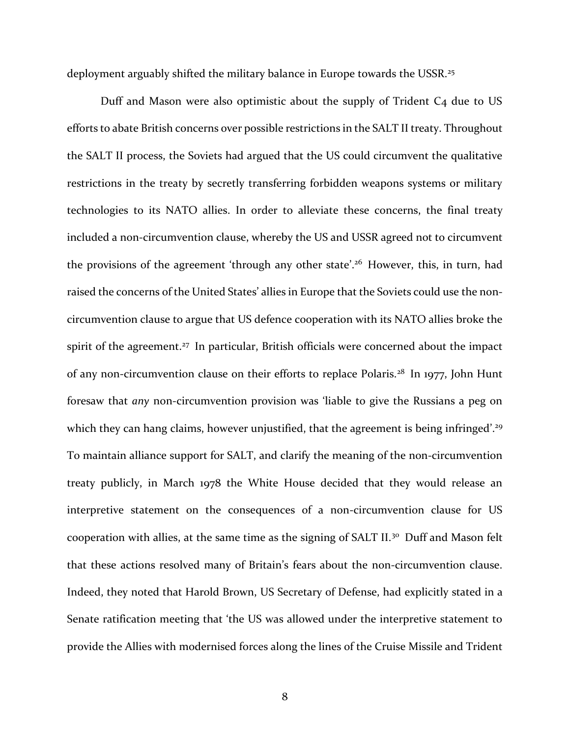deployment arguably shifted the military balance in Europe towards the USSR.[25]

Duff and Mason were also optimistic about the supply of Trident C4 due to US efforts to abate British concerns over possible restrictions in the SALT II treaty. Throughout the SALT II process, the Soviets had argued that the US could circumvent the qualitative restrictions in the treaty by secretly transferring forbidden weapons systems or military technologies to its NATO allies. In order to alleviate these concerns, the final treaty included a non-circumvention clause, whereby the US and USSR agreed not to circumvent the provisions of the agreement 'through any other state'.[26] However, this, in turn, had raised the concerns of the United States' allies in Europe that the Soviets could use the non-circumvention clause to argue that US defence cooperation with its NATO allies broke the spirit of the agreement.[27] In particular, British officials were concerned about the impact of any non-circumvention clause on their efforts to replace Polaris.[28] In 1977, John Hunt foresaw that *any* non-circumvention provision was 'liable to give the Russians a peg on which they can hang claims, however unjustified, that the agreement is being infringed'.[29] To maintain alliance support for SALT, and clarify the meaning of the non-circumvention treaty publicly, in March 1978 the White House decided that they would release an interpretive statement on the consequences of a non-circumvention clause for US cooperation with allies, at the same time as the signing of SALT II.[30] Duff and Mason felt that these actions resolved many of Britain's fears about the non-circumvention clause. Indeed, they noted that Harold Brown, US Secretary of Defense, had explicitly stated in a Senate ratification meeting that 'the US was allowed under the interpretive statement to provide the Allies with modernised forces along the lines of the Cruise Missile and Trident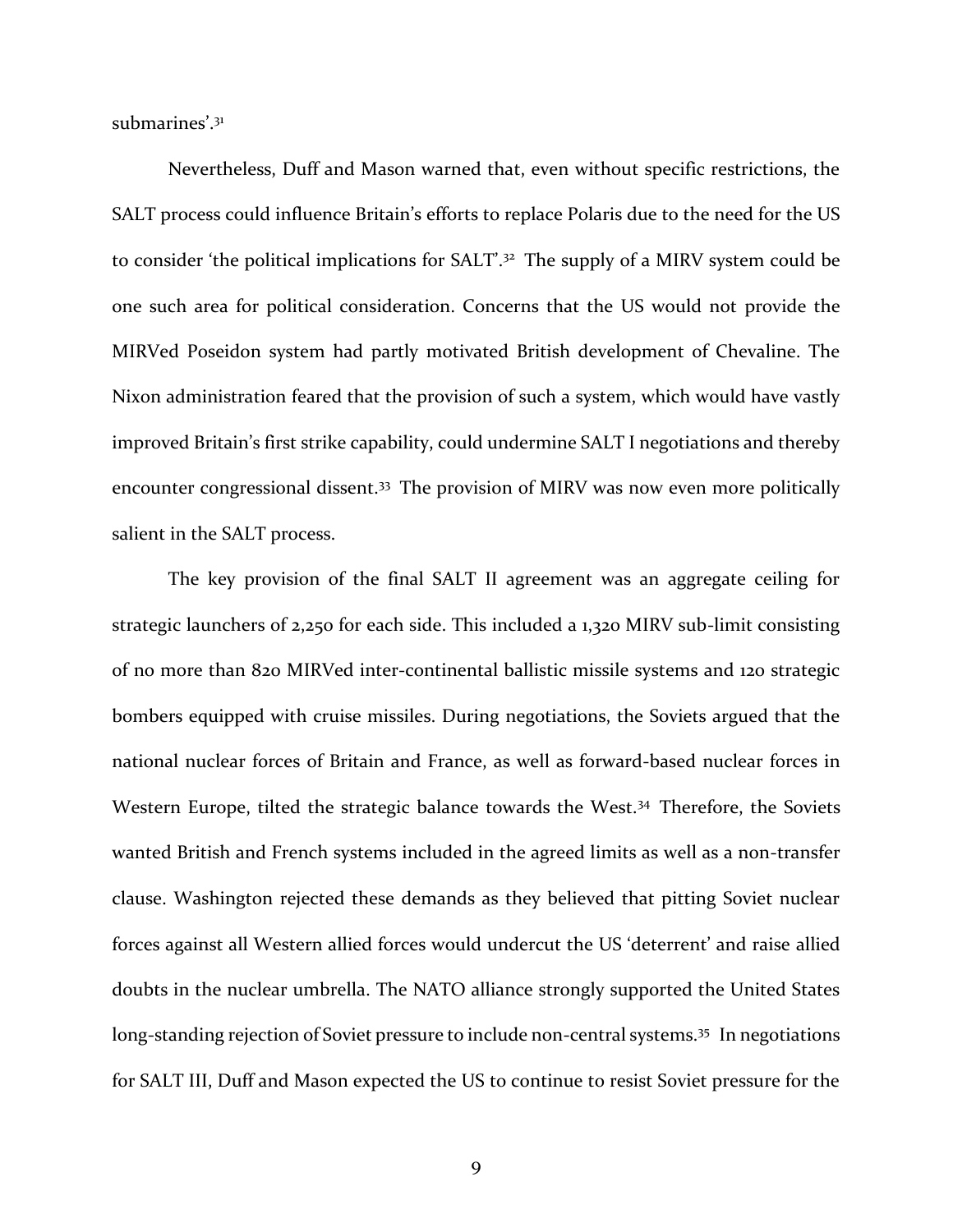submarines'.[31]

Nevertheless, Duff and Mason warned that, even without specific restrictions, the SALT process could influence Britain's efforts to replace Polaris due to the need for the US to consider 'the political implications for SALT'.[32] The supply of a MIRV system could be one such area for political consideration. Concerns that the US would not provide the MIRVed Poseidon system had partly motivated British development of Chevaline. The Nixon administration feared that the provision of such a system, which would have vastly improved Britain's first strike capability, could undermine SALT I negotiations and thereby encounter congressional dissent.[33] The provision of MIRV was now even more politically salient in the SALT process.

The key provision of the final SALT II agreement was an aggregate ceiling for strategic launchers of 2,250 for each side. This included a 1,320 MIRV sub-limit consisting of no more than 820 MIRVed inter-continental ballistic missile systems and 120 strategic bombers equipped with cruise missiles. During negotiations, the Soviets argued that the national nuclear forces of Britain and France, as well as forward-based nuclear forces in Western Europe, tilted the strategic balance towards the West.[34] Therefore, the Soviets wanted British and French systems included in the agreed limits as well as a non-transfer clause. Washington rejected these demands as they believed that pitting Soviet nuclear forces against all Western allied forces would undercut the US 'deterrent' and raise allied doubts in the nuclear umbrella. The NATO alliance strongly supported the United States long-standing rejection of Soviet pressure to include non-central systems.[35] In negotiations for SALT III, Duff and Mason expected the US to continue to resist Soviet pressure for the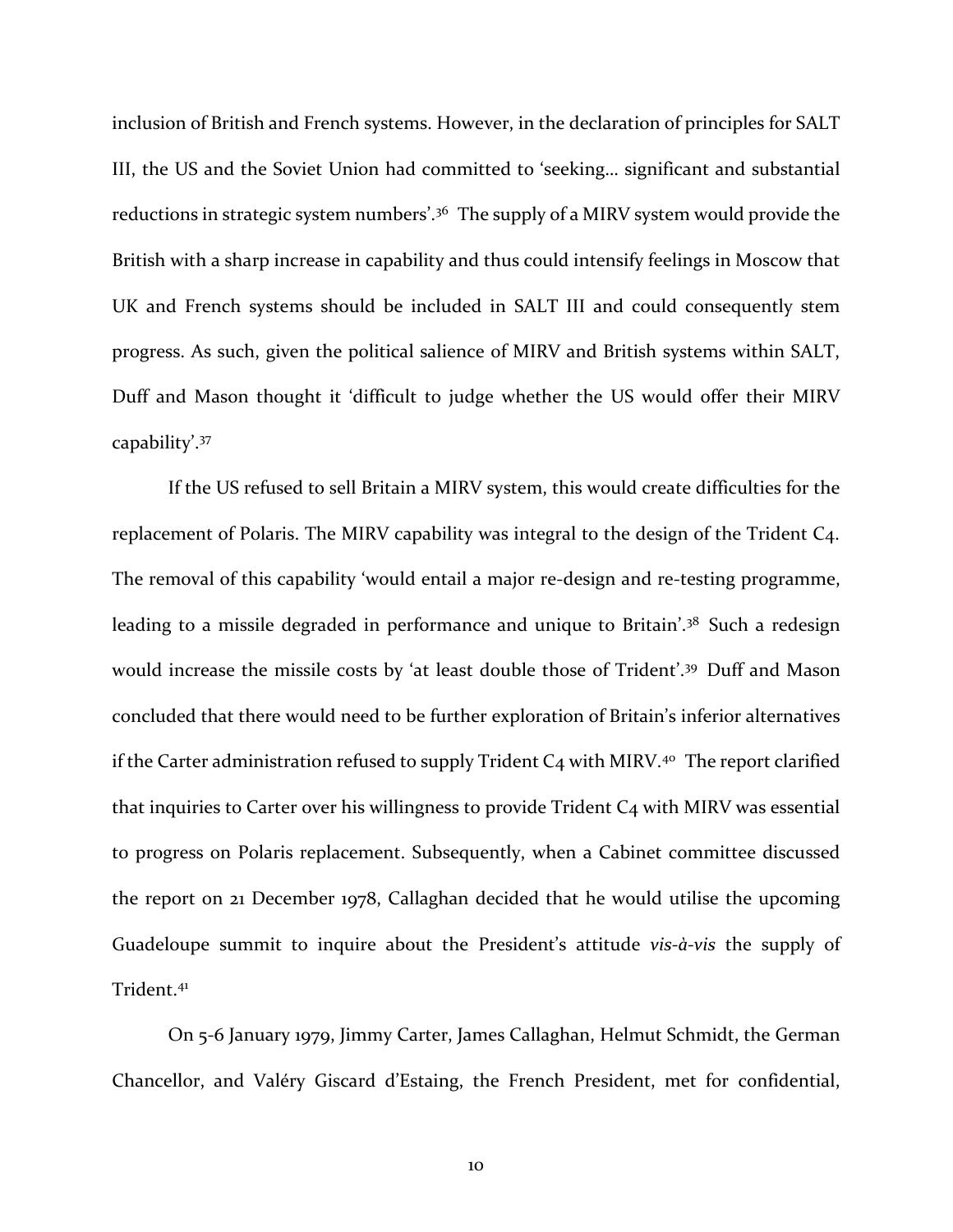inclusion of British and French systems. However, in the declaration of principles for SALT III, the US and the Soviet Union had committed to 'seeking… significant and substantial reductions in strategic system numbers'.[36] The supply of a MIRV system would provide the British with a sharp increase in capability and thus could intensify feelings in Moscow that UK and French systems should be included in SALT III and could consequently stem progress. As such, given the political salience of MIRV and British systems within SALT, Duff and Mason thought it 'difficult to judge whether the US would offer their MIRV capability'.[37]

If the US refused to sell Britain a MIRV system, this would create difficulties for the replacement of Polaris. The MIRV capability was integral to the design of the Trident C4. The removal of this capability 'would entail a major re-design and re-testing programme, leading to a missile degraded in performance and unique to Britain'.[38] Such a redesign would increase the missile costs by 'at least double those of Trident'.[39] Duff and Mason concluded that there would need to be further exploration of Britain's inferior alternatives if the Carter administration refused to supply Trident C4 with MIRV.[40] The report clarified that inquiries to Carter over his willingness to provide Trident C4 with MIRV was essential to progress on Polaris replacement. Subsequently, when a Cabinet committee discussed the report on 21 December 1978, Callaghan decided that he would utilise the upcoming Guadeloupe summit to inquire about the President's attitude *vis-à-vis* the supply of Trident.[41]

On 5-6 January 1979, Jimmy Carter, James Callaghan, Helmut Schmidt, the German Chancellor, and Valéry Giscard d'Estaing, the French President, met for confidential,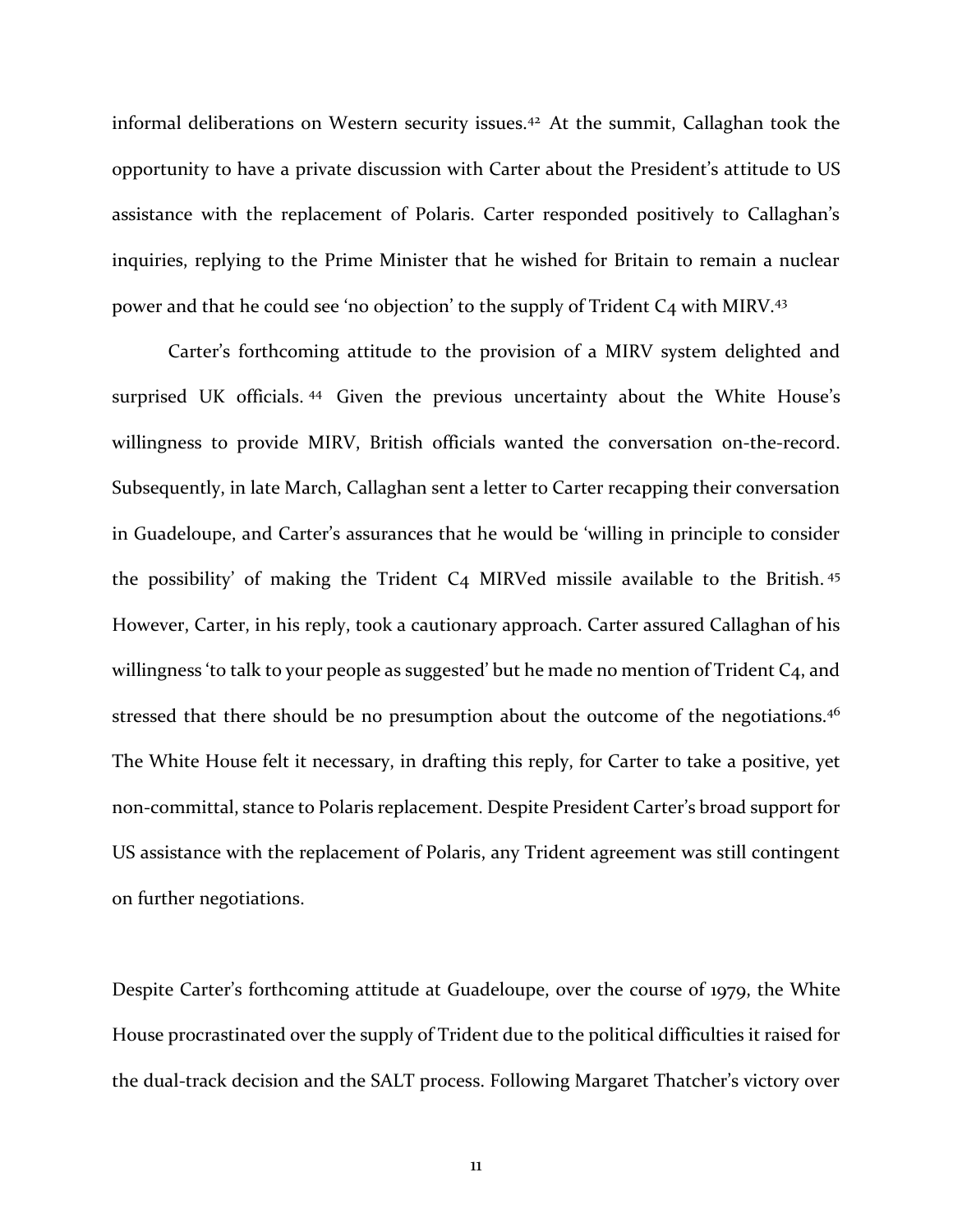informal deliberations on Western security issues.[42] At the summit, Callaghan took the opportunity to have a private discussion with Carter about the President's attitude to US assistance with the replacement of Polaris. Carter responded positively to Callaghan's inquiries, replying to the Prime Minister that he wished for Britain to remain a nuclear power and that he could see 'no objection' to the supply of Trident C4 with MIRV.[43]

Carter's forthcoming attitude to the provision of a MIRV system delighted and surprised UK officials.[44] Given the previous uncertainty about the White House's willingness to provide MIRV, British officials wanted the conversation on-the-record. Subsequently, in late March, Callaghan sent a letter to Carter recapping their conversation in Guadeloupe, and Carter's assurances that he would be 'willing in principle to consider the possibility' of making the Trident C4 MIRVed missile available to the British.[45] However, Carter, in his reply, took a cautionary approach. Carter assured Callaghan of his willingness 'to talk to your people as suggested' but he made no mention of Trident C4, and stressed that there should be no presumption about the outcome of the negotiations.[46] The White House felt it necessary, in drafting this reply, for Carter to take a positive, yet non-committal, stance to Polaris replacement. Despite President Carter's broad support for US assistance with the replacement of Polaris, any Trident agreement was still contingent on further negotiations.

Despite Carter's forthcoming attitude at Guadeloupe, over the course of 1979, the White House procrastinated over the supply of Trident due to the political difficulties it raised for the dual-track decision and the SALT process. Following Margaret Thatcher's victory over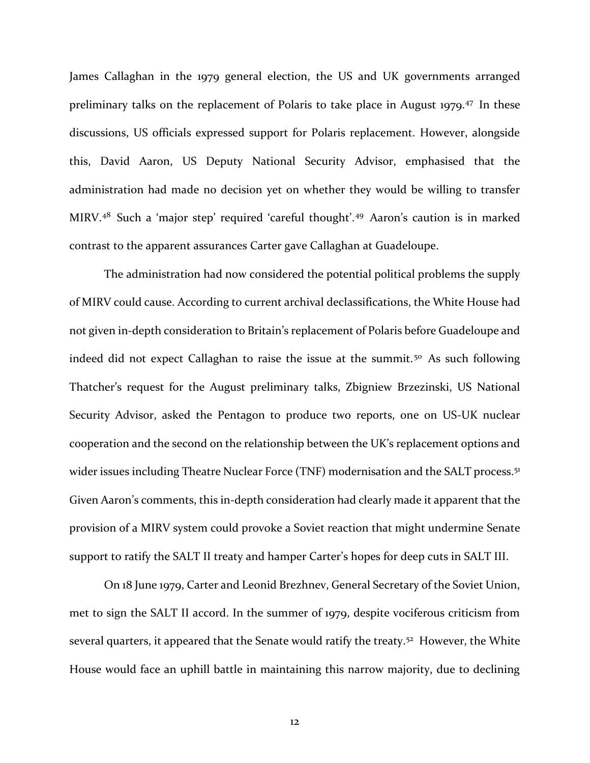James Callaghan in the 1979 general election, the US and UK governments arranged preliminary talks on the replacement of Polaris to take place in August 1979.[47] In these discussions, US officials expressed support for Polaris replacement. However, alongside this, David Aaron, US Deputy National Security Advisor, emphasised that the administration had made no decision yet on whether they would be willing to transfer MIRV.[48] Such a 'major step' required 'careful thought'.[49] Aaron's caution is in marked contrast to the apparent assurances Carter gave Callaghan at Guadeloupe.

The administration had now considered the potential political problems the supply of MIRV could cause. According to current archival declassifications, the White House had not given in-depth consideration to Britain's replacement of Polaris before Guadeloupe and indeed did not expect Callaghan to raise the issue at the summit.[50] As such following Thatcher's request for the August preliminary talks, Zbigniew Brzezinski, US National Security Advisor, asked the Pentagon to produce two reports, one on US-UK nuclear cooperation and the second on the relationship between the UK's replacement options and wider issues including Theatre Nuclear Force (TNF) modernisation and the SALT process.[51] Given Aaron's comments, this in-depth consideration had clearly made it apparent that the provision of a MIRV system could provoke a Soviet reaction that might undermine Senate support to ratify the SALT II treaty and hamper Carter's hopes for deep cuts in SALT III.

On 18 June 1979, Carter and Leonid Brezhnev, General Secretary of the Soviet Union, met to sign the SALT II accord. In the summer of 1979, despite vociferous criticism from several quarters, it appeared that the Senate would ratify the treaty.[52] However, the White House would face an uphill battle in maintaining this narrow majority, due to declining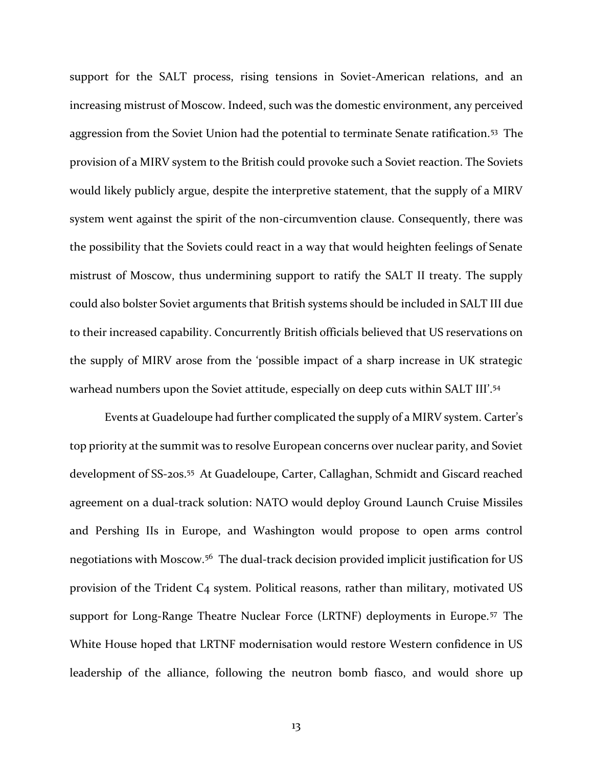support for the SALT process, rising tensions in Soviet-American relations, and an increasing mistrust of Moscow. Indeed, such was the domestic environment, any perceived aggression from the Soviet Union had the potential to terminate Senate ratification.[53] The provision of a MIRV system to the British could provoke such a Soviet reaction. The Soviets would likely publicly argue, despite the interpretive statement, that the supply of a MIRV system went against the spirit of the non-circumvention clause. Consequently, there was the possibility that the Soviets could react in a way that would heighten feelings of Senate mistrust of Moscow, thus undermining support to ratify the SALT II treaty. The supply could also bolster Soviet arguments that British systems should be included in SALT III due to their increased capability. Concurrently British officials believed that US reservations on the supply of MIRV arose from the 'possible impact of a sharp increase in UK strategic warhead numbers upon the Soviet attitude, especially on deep cuts within SALT III'.[54]

Events at Guadeloupe had further complicated the supply of a MIRV system. Carter's top priority at the summit was to resolve European concerns over nuclear parity, and Soviet development of SS-20s.[55] At Guadeloupe, Carter, Callaghan, Schmidt and Giscard reached agreement on a dual-track solution: NATO would deploy Ground Launch Cruise Missiles and Pershing IIs in Europe, and Washington would propose to open arms control negotiations with Moscow.[56] The dual-track decision provided implicit justification for US provision of the Trident C4 system. Political reasons, rather than military, motivated US support for Long-Range Theatre Nuclear Force (LRTNF) deployments in Europe.[57] The White House hoped that LRTNF modernisation would restore Western confidence in US leadership of the alliance, following the neutron bomb fiasco, and would shore up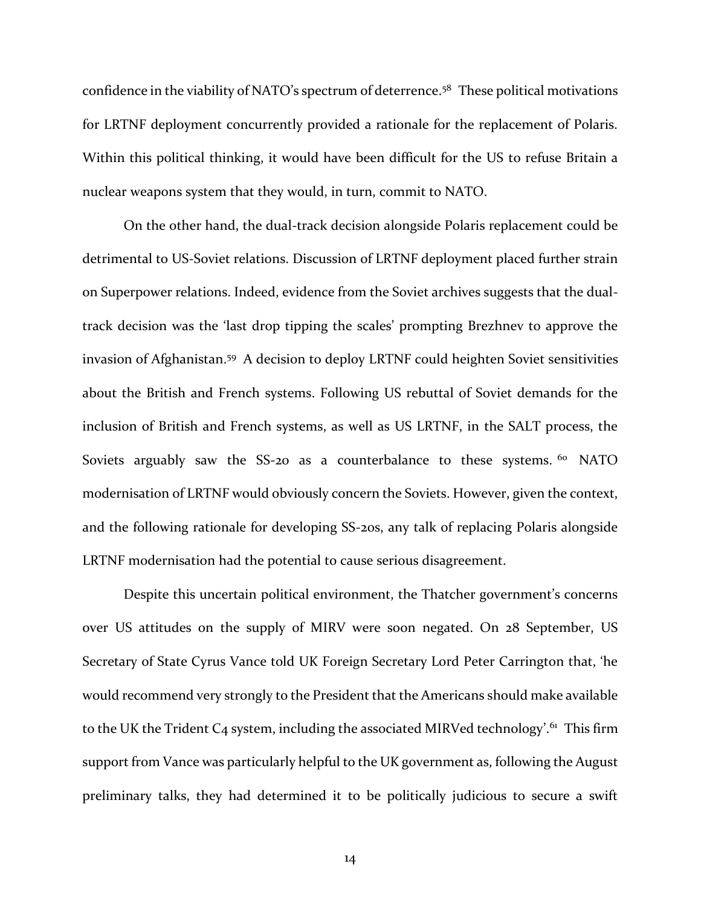confidence in the viability of NATO's spectrum of deterrence.[58] These political motivations for LRTNF deployment concurrently provided a rationale for the replacement of Polaris. Within this political thinking, it would have been difficult for the US to refuse Britain a nuclear weapons system that they would, in turn, commit to NATO.

On the other hand, the dual-track decision alongside Polaris replacement could be detrimental to US-Soviet relations. Discussion of LRTNF deployment placed further strain on Superpower relations. Indeed, evidence from the Soviet archives suggests that the dual-track decision was the 'last drop tipping the scales' prompting Brezhnev to approve the invasion of Afghanistan.[59] A decision to deploy LRTNF could heighten Soviet sensitivities about the British and French systems. Following US rebuttal of Soviet demands for the inclusion of British and French systems, as well as US LRTNF, in the SALT process, the Soviets arguably saw the SS-20 as a counterbalance to these systems.[60] NATO modernisation of LRTNF would obviously concern the Soviets. However, given the context, and the following rationale for developing SS-20s, any talk of replacing Polaris alongside LRTNF modernisation had the potential to cause serious disagreement.

Despite this uncertain political environment, the Thatcher government's concerns over US attitudes on the supply of MIRV were soon negated. On 28 September, US Secretary of State Cyrus Vance told UK Foreign Secretary Lord Peter Carrington that, 'he would recommend very strongly to the President that the Americans should make available to the UK the Trident C4 system, including the associated MIRVed technology'.[61] This firm support from Vance was particularly helpful to the UK government as, following the August preliminary talks, they had determined it to be politically judicious to secure a swift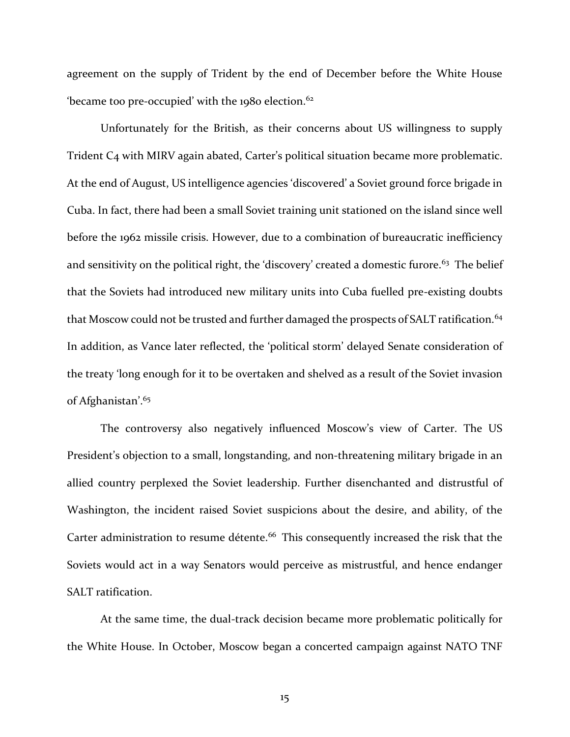agreement on the supply of Trident by the end of December before the White House 'became too pre-occupied' with the 1980 election.[62]

Unfortunately for the British, as their concerns about US willingness to supply Trident C4 with MIRV again abated, Carter's political situation became more problematic. At the end of August, US intelligence agencies 'discovered' a Soviet ground force brigade in Cuba. In fact, there had been a small Soviet training unit stationed on the island since well before the 1962 missile crisis. However, due to a combination of bureaucratic inefficiency and sensitivity on the political right, the 'discovery' created a domestic furore.[63] The belief that the Soviets had introduced new military units into Cuba fuelled pre-existing doubts that Moscow could not be trusted and further damaged the prospects of SALT ratification.[64] In addition, as Vance later reflected, the 'political storm' delayed Senate consideration of the treaty 'long enough for it to be overtaken and shelved as a result of the Soviet invasion of Afghanistan'.[65]

The controversy also negatively influenced Moscow's view of Carter. The US President's objection to a small, longstanding, and non-threatening military brigade in an allied country perplexed the Soviet leadership. Further disenchanted and distrustful of Washington, the incident raised Soviet suspicions about the desire, and ability, of the Carter administration to resume détente.[66] This consequently increased the risk that the Soviets would act in a way Senators would perceive as mistrustful, and hence endanger SALT ratification.

At the same time, the dual-track decision became more problematic politically for the White House. In October, Moscow began a concerted campaign against NATO TNF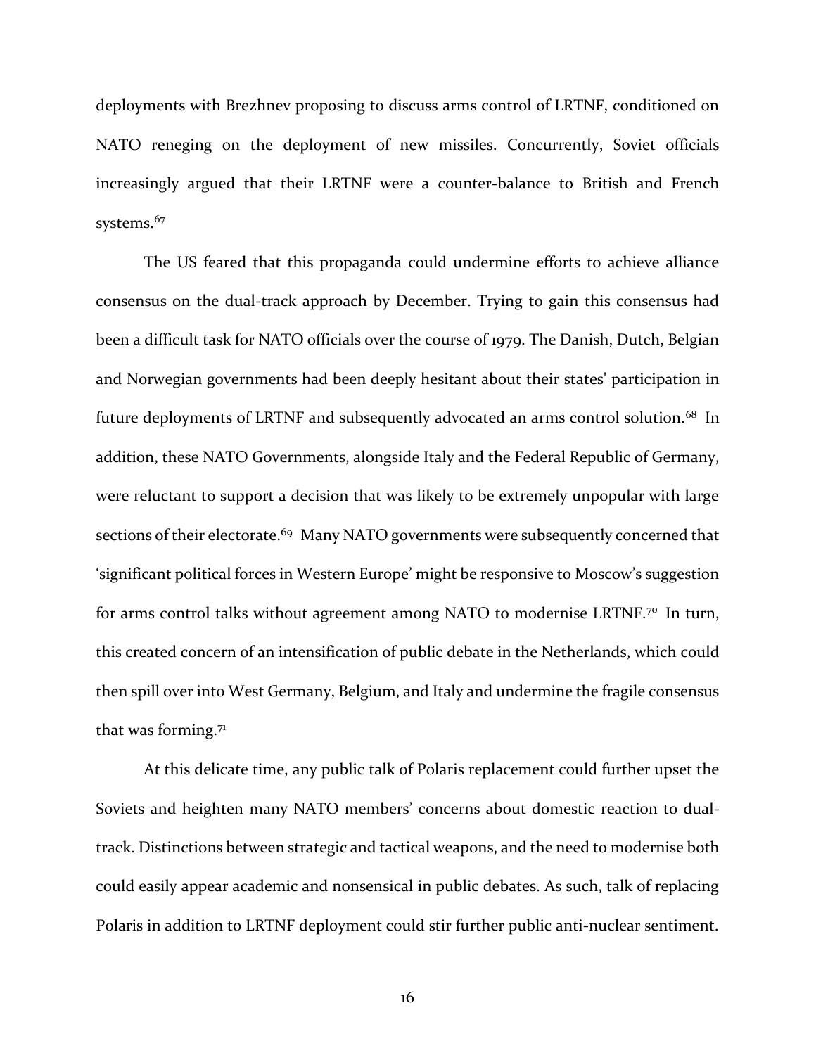deployments with Brezhnev proposing to discuss arms control of LRTNF, conditioned on NATO reneging on the deployment of new missiles. Concurrently, Soviet officials increasingly argued that their LRTNF were a counter-balance to British and French systems.[67]

The US feared that this propaganda could undermine efforts to achieve alliance consensus on the dual-track approach by December. Trying to gain this consensus had been a difficult task for NATO officials over the course of 1979. The Danish, Dutch, Belgian and Norwegian governments had been deeply hesitant about their states' participation in future deployments of LRTNF and subsequently advocated an arms control solution.[68] In addition, these NATO Governments, alongside Italy and the Federal Republic of Germany, were reluctant to support a decision that was likely to be extremely unpopular with large sections of their electorate.[69] Many NATO governments were subsequently concerned that 'significant political forces in Western Europe' might be responsive to Moscow's suggestion for arms control talks without agreement among NATO to modernise LRTNF.[70] In turn, this created concern of an intensification of public debate in the Netherlands, which could then spill over into West Germany, Belgium, and Italy and undermine the fragile consensus that was forming.[71]

At this delicate time, any public talk of Polaris replacement could further upset the Soviets and heighten many NATO members' concerns about domestic reaction to dual-track. Distinctions between strategic and tactical weapons, and the need to modernise both could easily appear academic and nonsensical in public debates. As such, talk of replacing Polaris in addition to LRTNF deployment could stir further public anti-nuclear sentiment.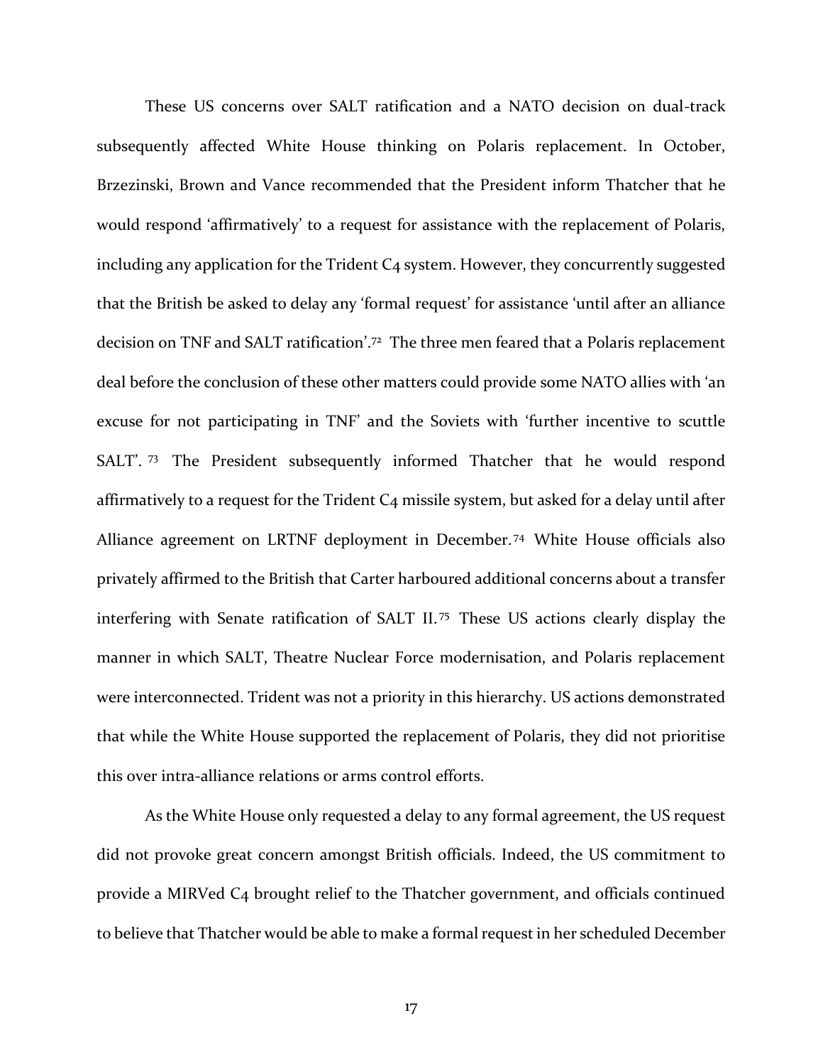These US concerns over SALT ratification and a NATO decision on dual-track subsequently affected White House thinking on Polaris replacement. In October, Brzezinski, Brown and Vance recommended that the President inform Thatcher that he would respond 'affirmatively' to a request for assistance with the replacement of Polaris, including any application for the Trident C4 system. However, they concurrently suggested that the British be asked to delay any 'formal request' for assistance 'until after an alliance decision on TNF and SALT ratification'.[72] The three men feared that a Polaris replacement deal before the conclusion of these other matters could provide some NATO allies with 'an excuse for not participating in TNF' and the Soviets with 'further incentive to scuttle SALT'.[73] The President subsequently informed Thatcher that he would respond affirmatively to a request for the Trident C4 missile system, but asked for a delay until after Alliance agreement on LRTNF deployment in December.[74] White House officials also privately affirmed to the British that Carter harboured additional concerns about a transfer interfering with Senate ratification of SALT II.[75] These US actions clearly display the manner in which SALT, Theatre Nuclear Force modernisation, and Polaris replacement were interconnected. Trident was not a priority in this hierarchy. US actions demonstrated that while the White House supported the replacement of Polaris, they did not prioritise this over intra-alliance relations or arms control efforts.

As the White House only requested a delay to any formal agreement, the US request did not provoke great concern amongst British officials. Indeed, the US commitment to provide a MIRVed C4 brought relief to the Thatcher government, and officials continued to believe that Thatcher would be able to make a formal request in her scheduled December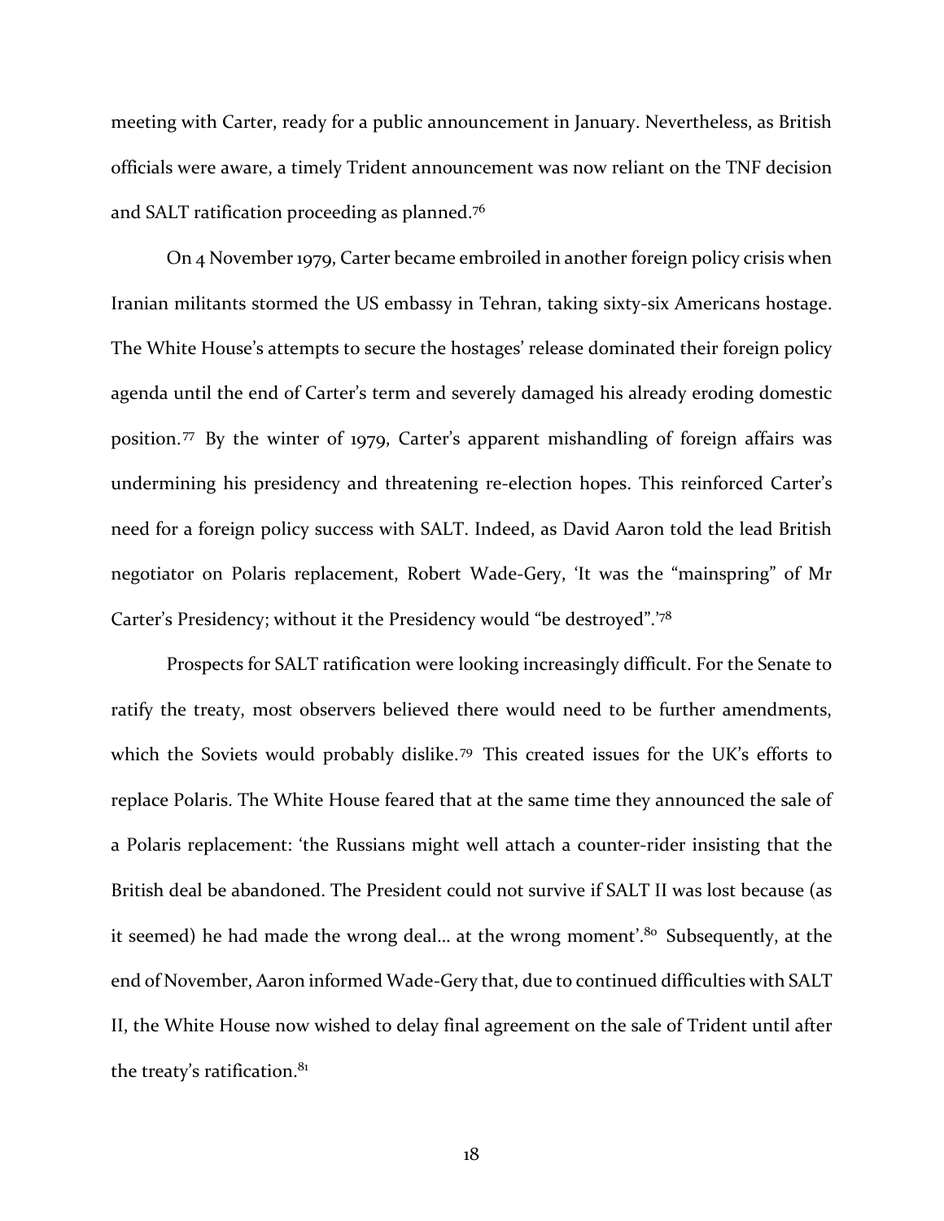meeting with Carter, ready for a public announcement in January. Nevertheless, as British officials were aware, a timely Trident announcement was now reliant on the TNF decision and SALT ratification proceeding as planned.[76]

On 4 November 1979, Carter became embroiled in another foreign policy crisis when Iranian militants stormed the US embassy in Tehran, taking sixty-six Americans hostage. The White House's attempts to secure the hostages' release dominated their foreign policy agenda until the end of Carter's term and severely damaged his already eroding domestic position.[77] By the winter of 1979, Carter's apparent mishandling of foreign affairs was undermining his presidency and threatening re-election hopes. This reinforced Carter's need for a foreign policy success with SALT. Indeed, as David Aaron told the lead British negotiator on Polaris replacement, Robert Wade-Gery, 'It was the "mainspring" of Mr Carter's Presidency; without it the Presidency would "be destroyed".'[78]

Prospects for SALT ratification were looking increasingly difficult. For the Senate to ratify the treaty, most observers believed there would need to be further amendments, which the Soviets would probably dislike.[79] This created issues for the UK's efforts to replace Polaris. The White House feared that at the same time they announced the sale of a Polaris replacement: 'the Russians might well attach a counter-rider insisting that the British deal be abandoned. The President could not survive if SALT II was lost because (as it seemed) he had made the wrong deal… at the wrong moment'.[80] Subsequently, at the end of November, Aaron informed Wade-Gery that, due to continued difficulties with SALT II, the White House now wished to delay final agreement on the sale of Trident until after the treaty's ratification.[81]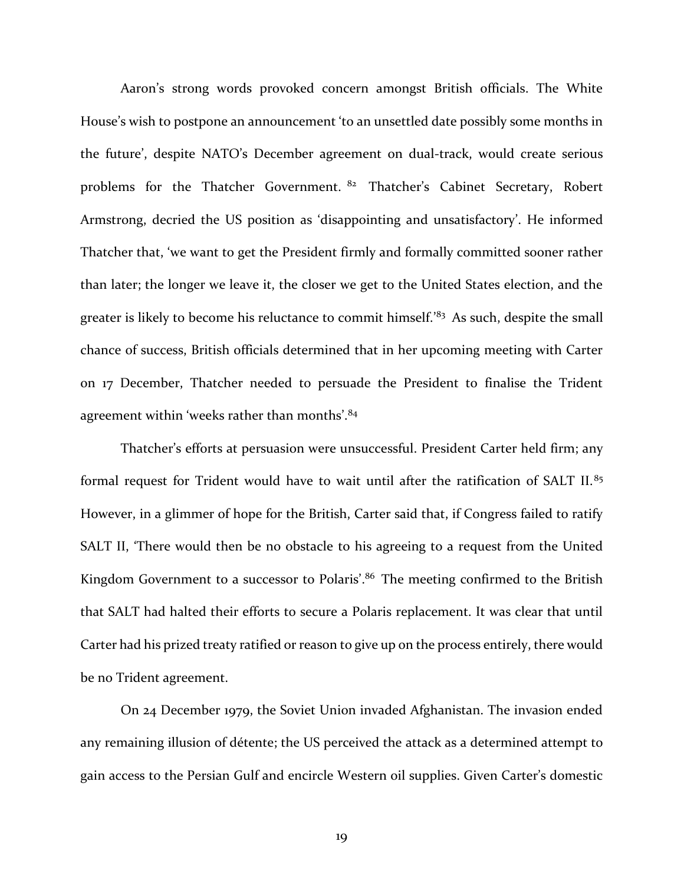Aaron's strong words provoked concern amongst British officials. The White House's wish to postpone an announcement 'to an unsettled date possibly some months in the future', despite NATO's December agreement on dual-track, would create serious problems for the Thatcher Government. [82] Thatcher's Cabinet Secretary, Robert Armstrong, decried the US position as 'disappointing and unsatisfactory'. He informed Thatcher that, 'we want to get the President firmly and formally committed sooner rather than later; the longer we leave it, the closer we get to the United States election, and the greater is likely to become his reluctance to commit himself.'[83] As such, despite the small chance of success, British officials determined that in her upcoming meeting with Carter on 17 December, Thatcher needed to persuade the President to finalise the Trident agreement within 'weeks rather than months'.[84]

Thatcher's efforts at persuasion were unsuccessful. President Carter held firm; any formal request for Trident would have to wait until after the ratification of SALT II.[85] However, in a glimmer of hope for the British, Carter said that, if Congress failed to ratify SALT II, 'There would then be no obstacle to his agreeing to a request from the United Kingdom Government to a successor to Polaris'.[86] The meeting confirmed to the British that SALT had halted their efforts to secure a Polaris replacement. It was clear that until Carter had his prized treaty ratified or reason to give up on the process entirely, there would be no Trident agreement.

On 24 December 1979, the Soviet Union invaded Afghanistan. The invasion ended any remaining illusion of détente; the US perceived the attack as a determined attempt to gain access to the Persian Gulf and encircle Western oil supplies. Given Carter's domestic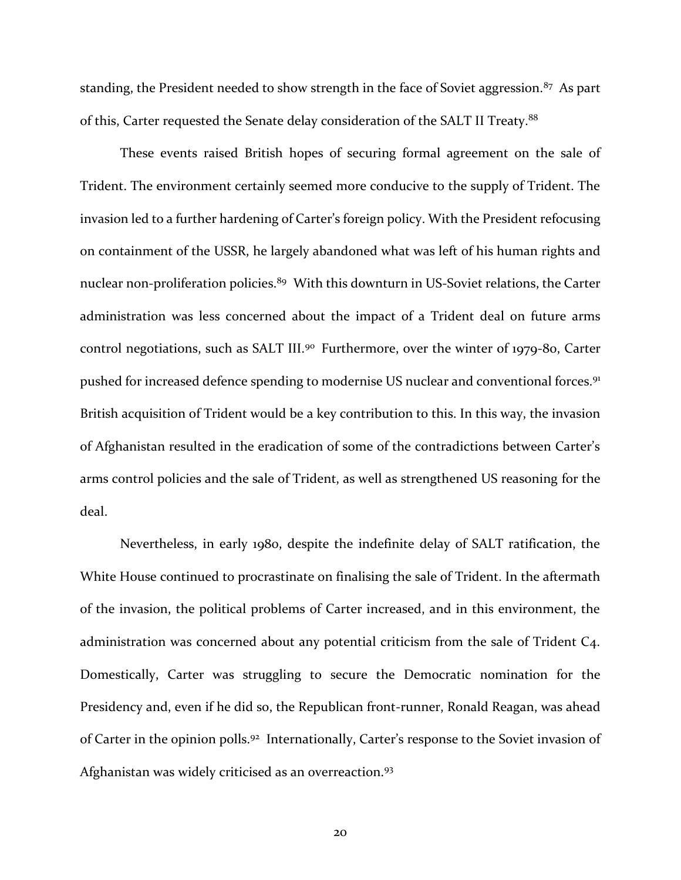standing, the President needed to show strength in the face of Soviet aggression.[87] As part of this, Carter requested the Senate delay consideration of the SALT II Treaty.[88]

These events raised British hopes of securing formal agreement on the sale of Trident. The environment certainly seemed more conducive to the supply of Trident. The invasion led to a further hardening of Carter's foreign policy. With the President refocusing on containment of the USSR, he largely abandoned what was left of his human rights and nuclear non-proliferation policies.[89] With this downturn in US-Soviet relations, the Carter administration was less concerned about the impact of a Trident deal on future arms control negotiations, such as SALT III.[90] Furthermore, over the winter of 1979-80, Carter pushed for increased defence spending to modernise US nuclear and conventional forces.[91] British acquisition of Trident would be a key contribution to this. In this way, the invasion of Afghanistan resulted in the eradication of some of the contradictions between Carter's arms control policies and the sale of Trident, as well as strengthened US reasoning for the deal.

Nevertheless, in early 1980, despite the indefinite delay of SALT ratification, the White House continued to procrastinate on finalising the sale of Trident. In the aftermath of the invasion, the political problems of Carter increased, and in this environment, the administration was concerned about any potential criticism from the sale of Trident C4. Domestically, Carter was struggling to secure the Democratic nomination for the Presidency and, even if he did so, the Republican front-runner, Ronald Reagan, was ahead of Carter in the opinion polls.[92] Internationally, Carter's response to the Soviet invasion of Afghanistan was widely criticised as an overreaction.[93]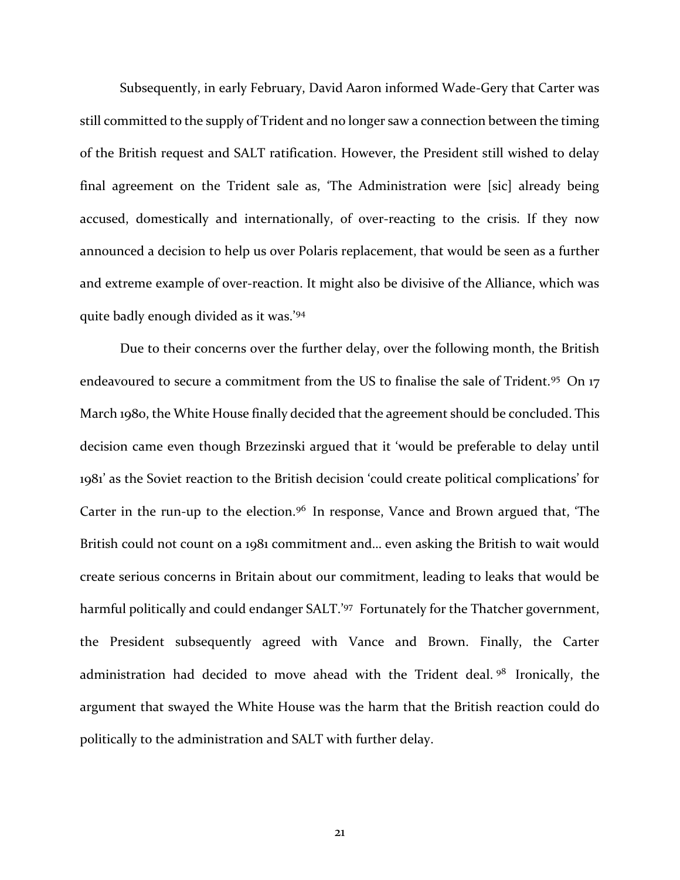Subsequently, in early February, David Aaron informed Wade-Gery that Carter was still committed to the supply of Trident and no longer saw a connection between the timing of the British request and SALT ratification. However, the President still wished to delay final agreement on the Trident sale as, 'The Administration were [sic] already being accused, domestically and internationally, of over-reacting to the crisis. If they now announced a decision to help us over Polaris replacement, that would be seen as a further and extreme example of over-reaction. It might also be divisive of the Alliance, which was quite badly enough divided as it was.'[94]

Due to their concerns over the further delay, over the following month, the British endeavoured to secure a commitment from the US to finalise the sale of Trident.[95] On 17 March 1980, the White House finally decided that the agreement should be concluded. This decision came even though Brzezinski argued that it 'would be preferable to delay until 1981' as the Soviet reaction to the British decision 'could create political complications' for Carter in the run-up to the election.[96] In response, Vance and Brown argued that, 'The British could not count on a 1981 commitment and… even asking the British to wait would create serious concerns in Britain about our commitment, leading to leaks that would be harmful politically and could endanger SALT.'[97] Fortunately for the Thatcher government, the President subsequently agreed with Vance and Brown. Finally, the Carter administration had decided to move ahead with the Trident deal.[98] Ironically, the argument that swayed the White House was the harm that the British reaction could do politically to the administration and SALT with further delay.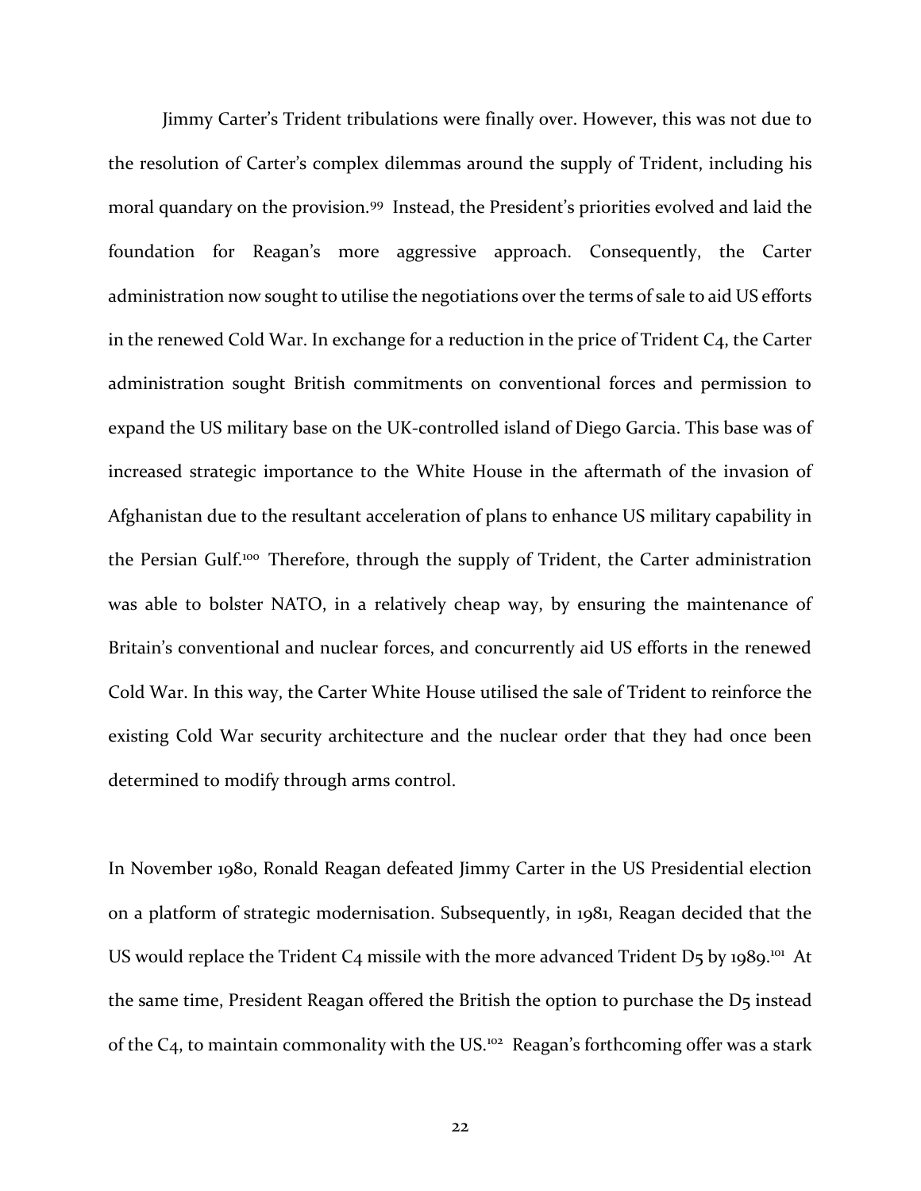Jimmy Carter's Trident tribulations were finally over. However, this was not due to the resolution of Carter's complex dilemmas around the supply of Trident, including his moral quandary on the provision.[99] Instead, the President's priorities evolved and laid the foundation for Reagan's more aggressive approach. Consequently, the Carter administration now sought to utilise the negotiations over the terms of sale to aid US efforts in the renewed Cold War. In exchange for a reduction in the price of Trident C4, the Carter administration sought British commitments on conventional forces and permission to expand the US military base on the UK-controlled island of Diego Garcia. This base was of increased strategic importance to the White House in the aftermath of the invasion of Afghanistan due to the resultant acceleration of plans to enhance US military capability in the Persian Gulf.[100] Therefore, through the supply of Trident, the Carter administration was able to bolster NATO, in a relatively cheap way, by ensuring the maintenance of Britain's conventional and nuclear forces, and concurrently aid US efforts in the renewed Cold War. In this way, the Carter White House utilised the sale of Trident to reinforce the existing Cold War security architecture and the nuclear order that they had once been determined to modify through arms control.

In November 1980, Ronald Reagan defeated Jimmy Carter in the US Presidential election on a platform of strategic modernisation. Subsequently, in 1981, Reagan decided that the US would replace the Trident C4 missile with the more advanced Trident D5 by 1989.[101] At the same time, President Reagan offered the British the option to purchase the D5 instead of the C4, to maintain commonality with the US.[102] Reagan's forthcoming offer was a stark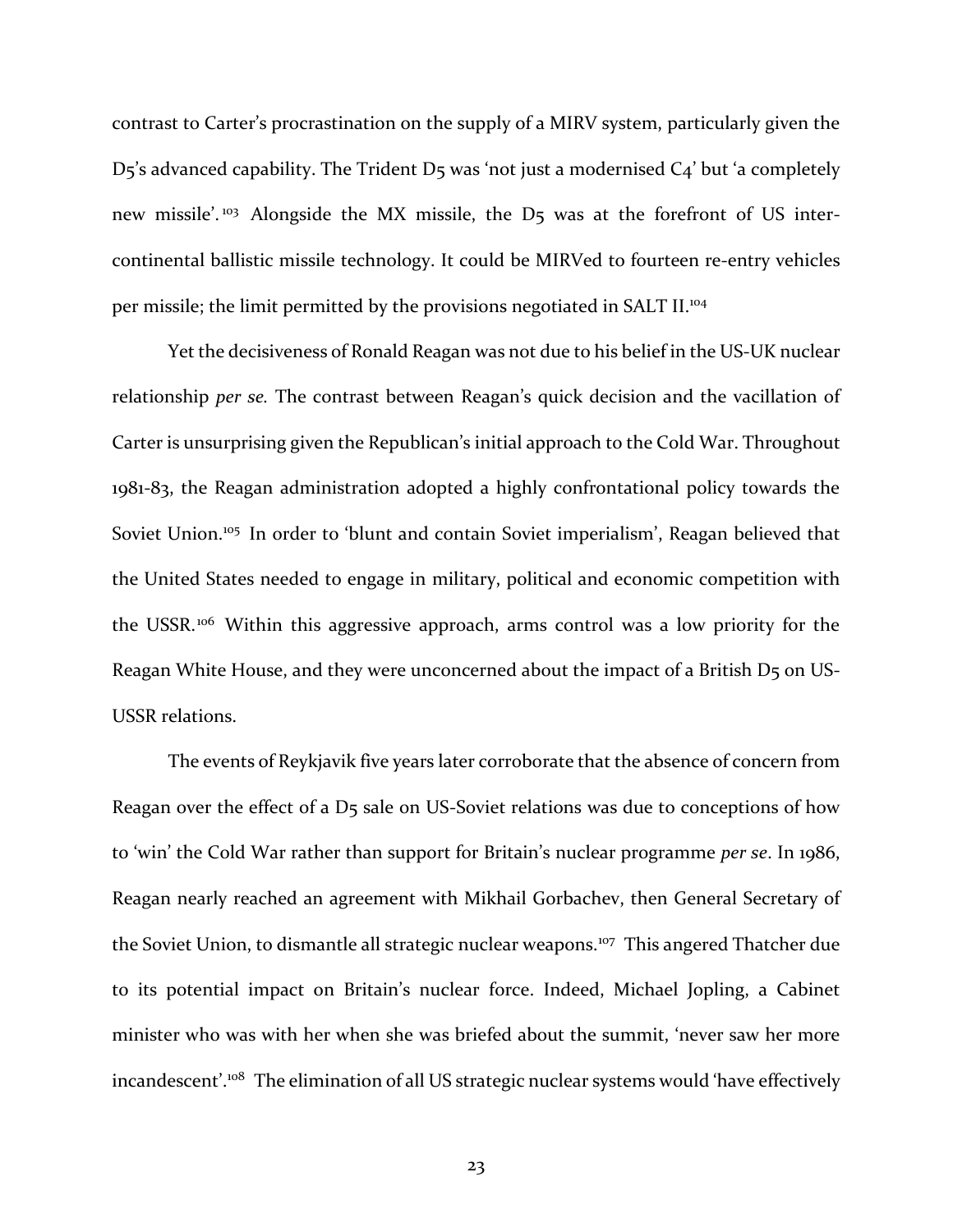contrast to Carter's procrastination on the supply of a MIRV system, particularly given the D5's advanced capability. The Trident D5 was 'not just a modernised C4' but 'a completely new missile'.[103] Alongside the MX missile, the D5 was at the forefront of US inter-continental ballistic missile technology. It could be MIRVed to fourteen re-entry vehicles per missile; the limit permitted by the provisions negotiated in SALT II.[104]

Yet the decisiveness of Ronald Reagan was not due to his belief in the US-UK nuclear relationship *per se*. The contrast between Reagan's quick decision and the vacillation of Carter is unsurprising given the Republican's initial approach to the Cold War. Throughout 1981-83, the Reagan administration adopted a highly confrontational policy towards the Soviet Union.[105] In order to 'blunt and contain Soviet imperialism', Reagan believed that the United States needed to engage in military, political and economic competition with the USSR.[106] Within this aggressive approach, arms control was a low priority for the Reagan White House, and they were unconcerned about the impact of a British D5 on US-USSR relations.

The events of Reykjavik five years later corroborate that the absence of concern from Reagan over the effect of a D5 sale on US-Soviet relations was due to conceptions of how to 'win' the Cold War rather than support for Britain's nuclear programme *per se*. In 1986, Reagan nearly reached an agreement with Mikhail Gorbachev, then General Secretary of the Soviet Union, to dismantle all strategic nuclear weapons.[107] This angered Thatcher due to its potential impact on Britain's nuclear force. Indeed, Michael Jopling, a Cabinet minister who was with her when she was briefed about the summit, 'never saw her more incandescent'.[108] The elimination of all US strategic nuclear systems would 'have effectively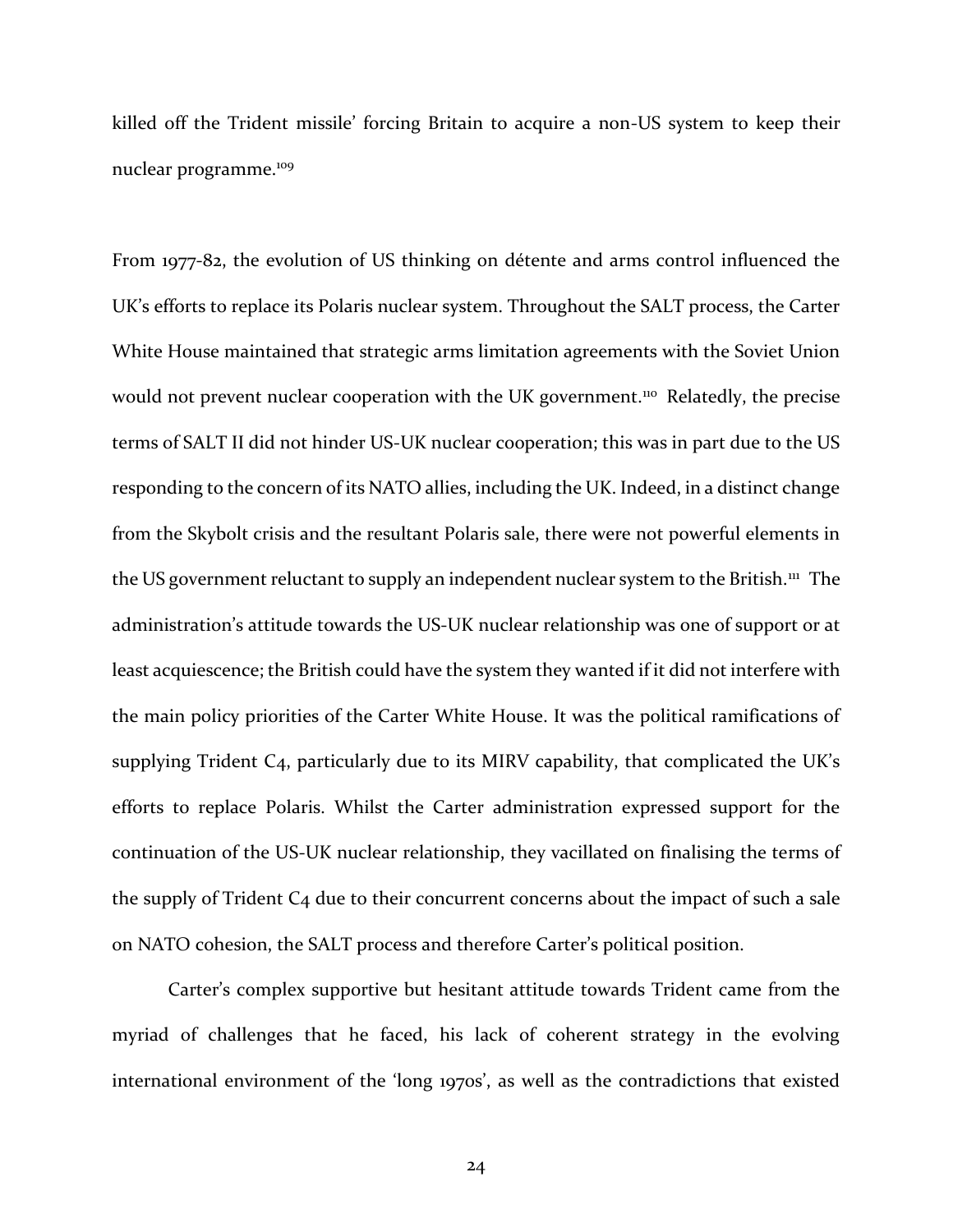killed off the Trident missile' forcing Britain to acquire a non-US system to keep their nuclear programme.[109]

From 1977-82, the evolution of US thinking on détente and arms control influenced the UK's efforts to replace its Polaris nuclear system. Throughout the SALT process, the Carter White House maintained that strategic arms limitation agreements with the Soviet Union would not prevent nuclear cooperation with the UK government.[110] Relatedly, the precise terms of SALT II did not hinder US-UK nuclear cooperation; this was in part due to the US responding to the concern of its NATO allies, including the UK. Indeed, in a distinct change from the Skybolt crisis and the resultant Polaris sale, there were not powerful elements in the US government reluctant to supply an independent nuclear system to the British.[111] The administration's attitude towards the US-UK nuclear relationship was one of support or at least acquiescence; the British could have the system they wanted if it did not interfere with the main policy priorities of the Carter White House. It was the political ramifications of supplying Trident C4, particularly due to its MIRV capability, that complicated the UK's efforts to replace Polaris. Whilst the Carter administration expressed support for the continuation of the US-UK nuclear relationship, they vacillated on finalising the terms of the supply of Trident C4 due to their concurrent concerns about the impact of such a sale on NATO cohesion, the SALT process and therefore Carter's political position.

Carter's complex supportive but hesitant attitude towards Trident came from the myriad of challenges that he faced, his lack of coherent strategy in the evolving international environment of the 'long 1970s', as well as the contradictions that existed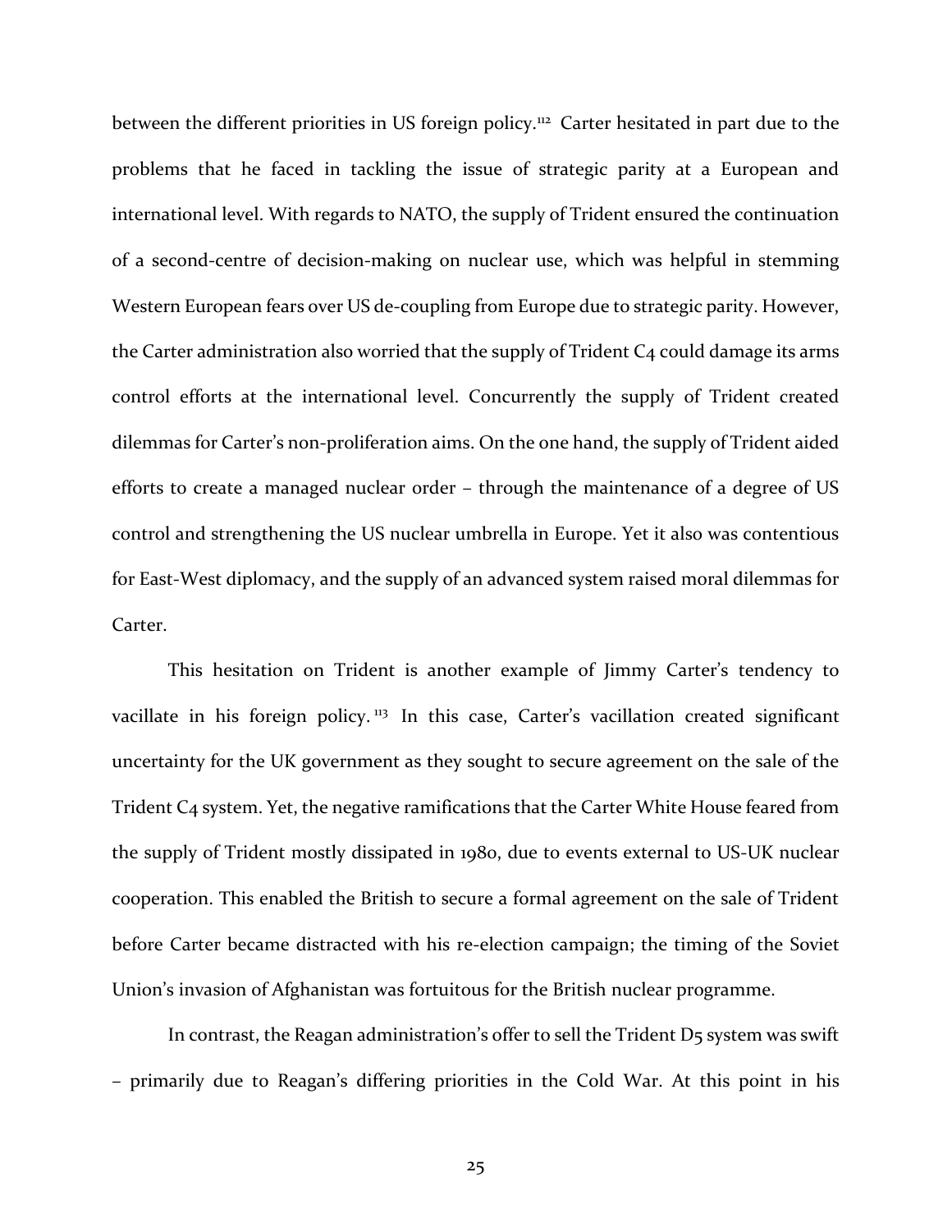between the different priorities in US foreign policy.[112] Carter hesitated in part due to the problems that he faced in tackling the issue of strategic parity at a European and international level. With regards to NATO, the supply of Trident ensured the continuation of a second-centre of decision-making on nuclear use, which was helpful in stemming Western European fears over US de-coupling from Europe due to strategic parity. However, the Carter administration also worried that the supply of Trident C4 could damage its arms control efforts at the international level. Concurrently the supply of Trident created dilemmas for Carter's non-proliferation aims. On the one hand, the supply of Trident aided efforts to create a managed nuclear order – through the maintenance of a degree of US control and strengthening the US nuclear umbrella in Europe. Yet it also was contentious for East-West diplomacy, and the supply of an advanced system raised moral dilemmas for Carter.

This hesitation on Trident is another example of Jimmy Carter's tendency to vacillate in his foreign policy.[113] In this case, Carter's vacillation created significant uncertainty for the UK government as they sought to secure agreement on the sale of the Trident C4 system. Yet, the negative ramifications that the Carter White House feared from the supply of Trident mostly dissipated in 1980, due to events external to US-UK nuclear cooperation. This enabled the British to secure a formal agreement on the sale of Trident before Carter became distracted with his re-election campaign; the timing of the Soviet Union's invasion of Afghanistan was fortuitous for the British nuclear programme.

In contrast, the Reagan administration's offer to sell the Trident D5 system was swift – primarily due to Reagan's differing priorities in the Cold War. At this point in his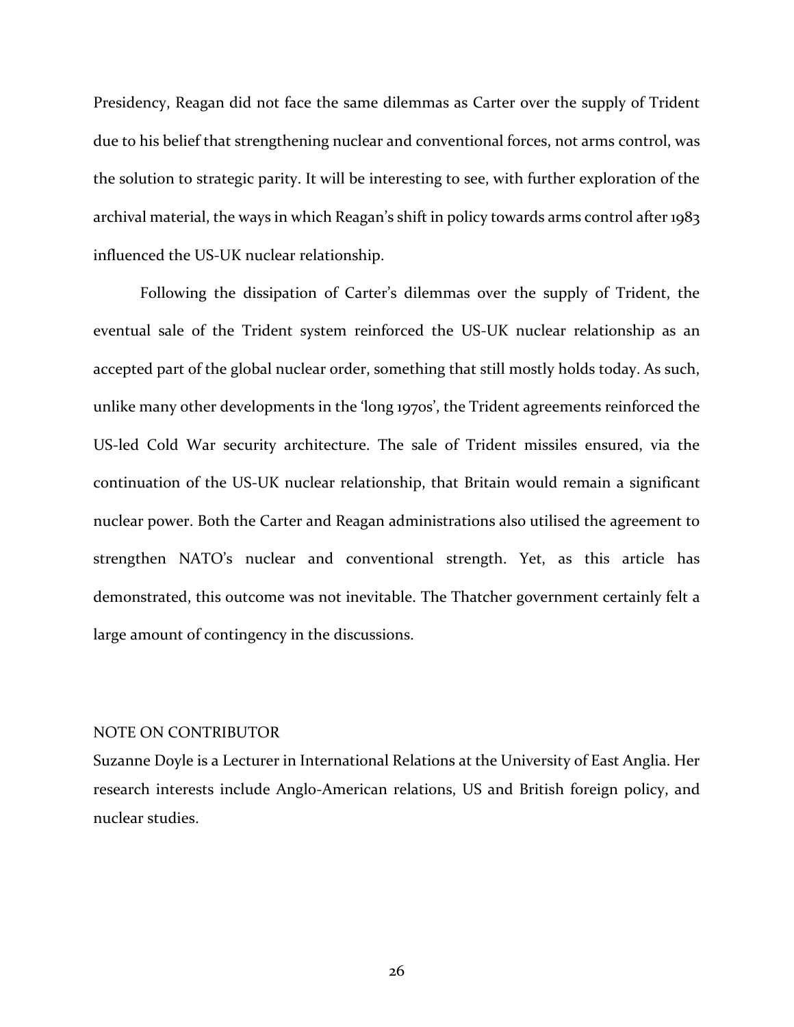Presidency, Reagan did not face the same dilemmas as Carter over the supply of Trident due to his belief that strengthening nuclear and conventional forces, not arms control, was the solution to strategic parity. It will be interesting to see, with further exploration of the archival material, the ways in which Reagan's shift in policy towards arms control after 1983 influenced the US-UK nuclear relationship.

Following the dissipation of Carter's dilemmas over the supply of Trident, the eventual sale of the Trident system reinforced the US-UK nuclear relationship as an accepted part of the global nuclear order, something that still mostly holds today. As such, unlike many other developments in the 'long 1970s', the Trident agreements reinforced the US-led Cold War security architecture. The sale of Trident missiles ensured, via the continuation of the US-UK nuclear relationship, that Britain would remain a significant nuclear power. Both the Carter and Reagan administrations also utilised the agreement to strengthen NATO's nuclear and conventional strength. Yet, as this article has demonstrated, this outcome was not inevitable. The Thatcher government certainly felt a large amount of contingency in the discussions.

NOTE ON CONTRIBUTOR

Suzanne Doyle is a Lecturer in International Relations at the University of East Anglia. Her research interests include Anglo-American relations, US and British foreign policy, and nuclear studies.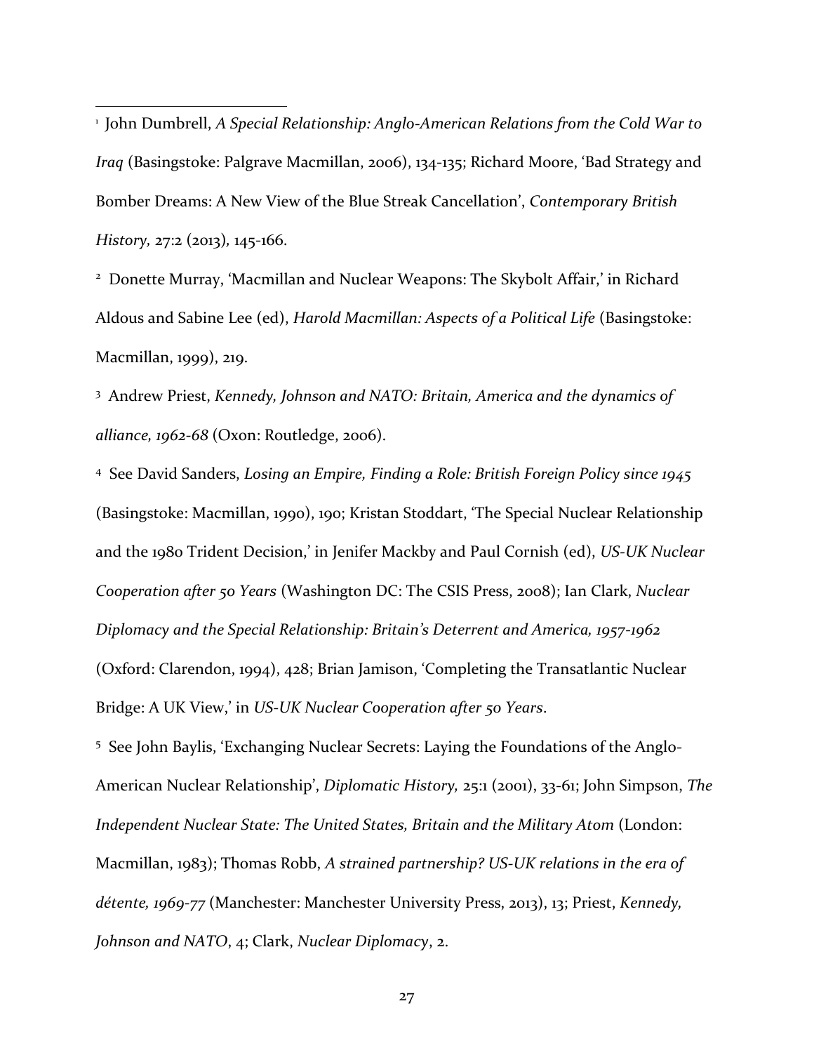[1] John Dumbrell, *A Special Relationship: Anglo-American Relations from the Cold War to Iraq* (Basingstoke: Palgrave Macmillan, 2006), 134-135; Richard Moore, 'Bad Strategy and Bomber Dreams: A New View of the Blue Streak Cancellation', *Contemporary British History,* 27:2 (2013), 145-166.

[2] Donette Murray, 'Macmillan and Nuclear Weapons: The Skybolt Affair,' in Richard Aldous and Sabine Lee (ed), *Harold Macmillan: Aspects of a Political Life* (Basingstoke: Macmillan, 1999), 219.

[3] Andrew Priest, *Kennedy, Johnson and NATO: Britain, America and the dynamics of alliance, 1962-68* (Oxon: Routledge, 2006).

[4] See David Sanders, *Losing an Empire, Finding a Role: British Foreign Policy since 1945* (Basingstoke: Macmillan, 1990), 190; Kristan Stoddart, 'The Special Nuclear Relationship and the 1980 Trident Decision,' in Jenifer Mackby and Paul Cornish (ed), *US-UK Nuclear Cooperation after 50 Years* (Washington DC: The CSIS Press, 2008); Ian Clark, *Nuclear Diplomacy and the Special Relationship: Britain's Deterrent and America, 1957-1962* (Oxford: Clarendon, 1994), 428; Brian Jamison, 'Completing the Transatlantic Nuclear Bridge: A UK View,' in *US-UK Nuclear Cooperation after 50 Years*.

[5] See John Baylis, 'Exchanging Nuclear Secrets: Laying the Foundations of the Anglo-American Nuclear Relationship', *Diplomatic History,* 25:1 (2001), 33-61; John Simpson, *The Independent Nuclear State: The United States, Britain and the Military Atom* (London: Macmillan, 1983); Thomas Robb, *A strained partnership? US-UK relations in the era of détente, 1969-77* (Manchester: Manchester University Press, 2013), 13; Priest, *Kennedy, Johnson and NATO*, 4; Clark, *Nuclear Diplomacy*, 2.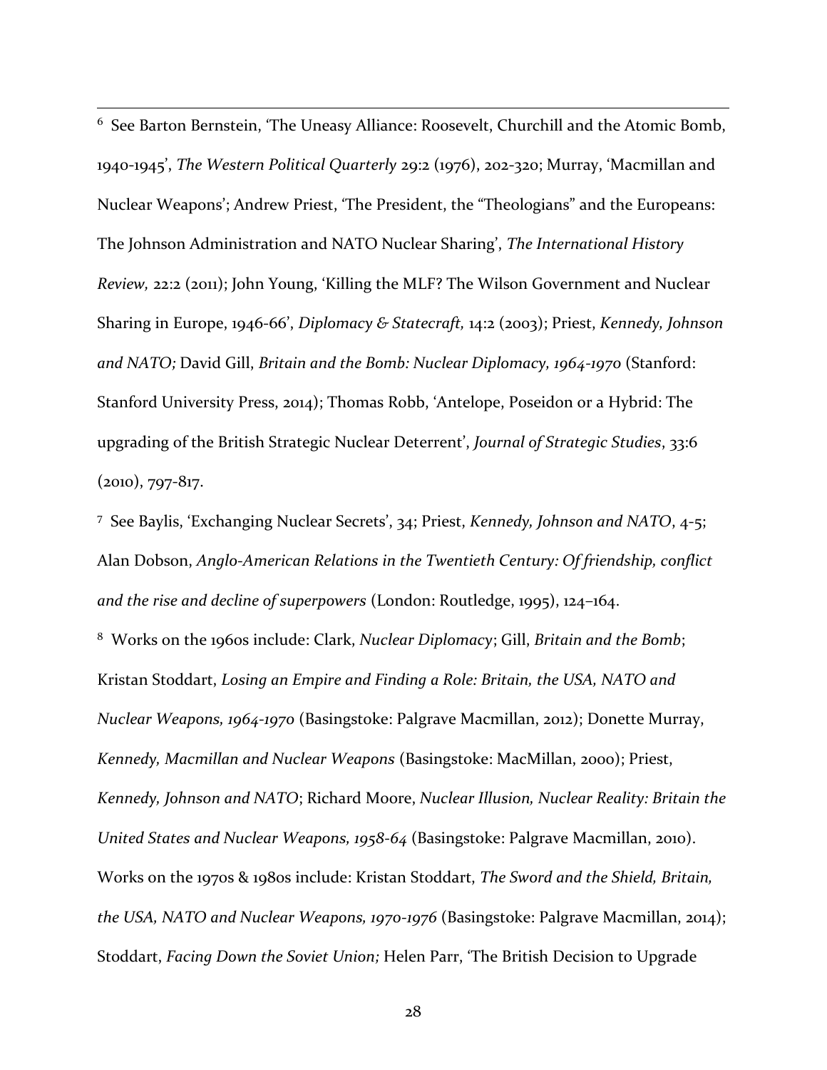[6] See Barton Bernstein, 'The Uneasy Alliance: Roosevelt, Churchill and the Atomic Bomb, 1940-1945', *The Western Political Quarterly* 29:2 (1976), 202-320; Murray, 'Macmillan and Nuclear Weapons'; Andrew Priest, 'The President, the "Theologians" and the Europeans: The Johnson Administration and NATO Nuclear Sharing', *The International History Review,* 22:2 (2011); John Young, 'Killing the MLF? The Wilson Government and Nuclear Sharing in Europe, 1946-66', *Diplomacy & Statecraft,* 14:2 (2003); Priest, *Kennedy, Johnson and NATO;* David Gill, *Britain and the Bomb: Nuclear Diplomacy, 1964-1970* (Stanford: Stanford University Press, 2014); Thomas Robb, 'Antelope, Poseidon or a Hybrid: The upgrading of the British Strategic Nuclear Deterrent', *Journal of Strategic Studies*, 33:6 (2010), 797-817.

[7] See Baylis, 'Exchanging Nuclear Secrets', 34; Priest, *Kennedy, Johnson and NATO*, 4-5; Alan Dobson, *Anglo-American Relations in the Twentieth Century: Of friendship, conflict and the rise and decline of superpowers* (London: Routledge, 1995), 124–164.

[8] Works on the 1960s include: Clark, *Nuclear Diplomacy*; Gill, *Britain and the Bomb*; Kristan Stoddart, *Losing an Empire and Finding a Role: Britain, the USA, NATO and Nuclear Weapons, 1964-1970* (Basingstoke: Palgrave Macmillan, 2012); Donette Murray, *Kennedy, Macmillan and Nuclear Weapons* (Basingstoke: MacMillan, 2000); Priest, *Kennedy, Johnson and NATO*; Richard Moore, *Nuclear Illusion, Nuclear Reality: Britain the United States and Nuclear Weapons, 1958-64* (Basingstoke: Palgrave Macmillan, 2010). Works on the 1970s & 1980s include: Kristan Stoddart, *The Sword and the Shield, Britain, the USA, NATO and Nuclear Weapons, 1970-1976* (Basingstoke: Palgrave Macmillan, 2014); Stoddart, *Facing Down the Soviet Union;* Helen Parr, 'The British Decision to Upgrade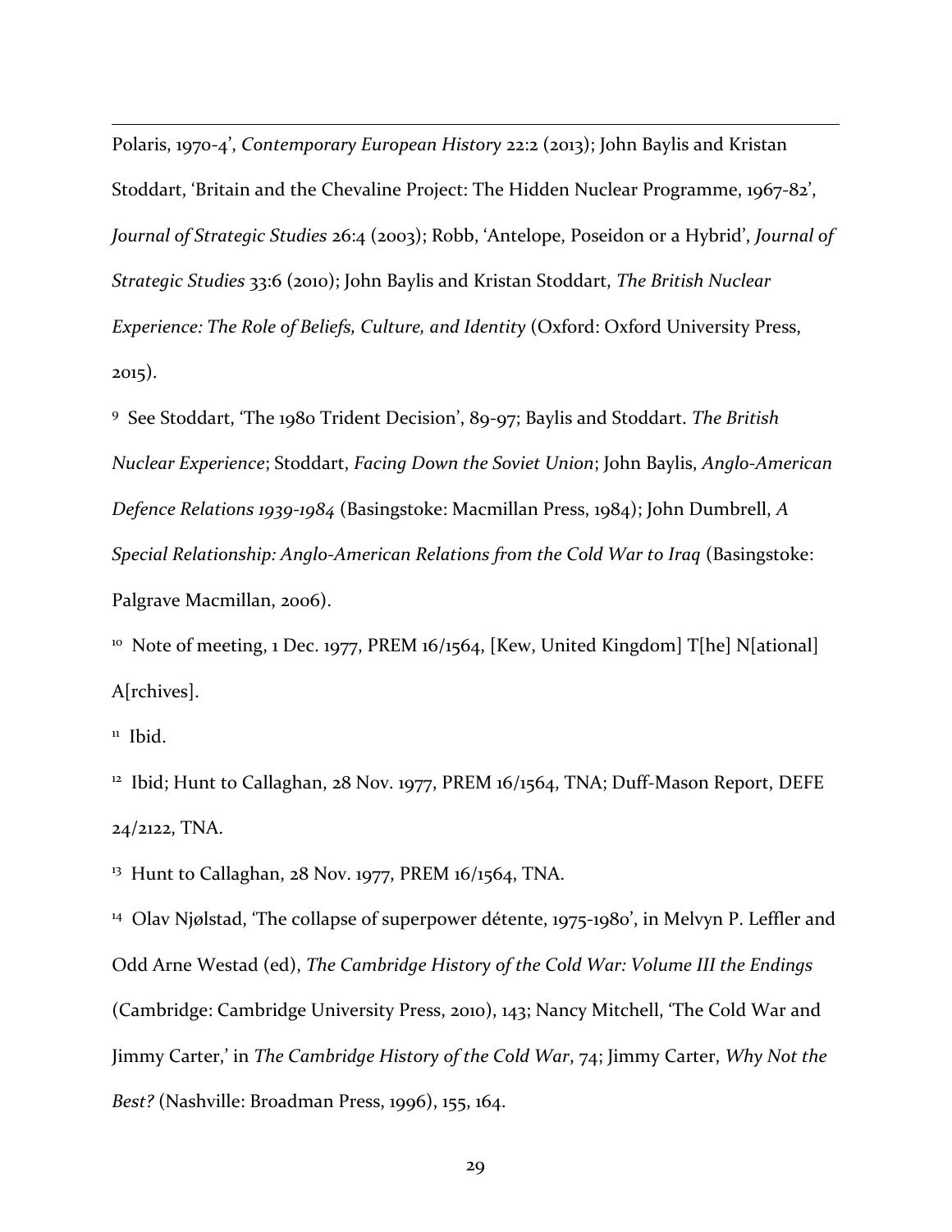Polaris, 1970-4', *Contemporary European History* 22:2 (2013); John Baylis and Kristan Stoddart, 'Britain and the Chevaline Project: The Hidden Nuclear Programme, 1967-82', *Journal of Strategic Studies* 26:4 (2003); Robb, 'Antelope, Poseidon or a Hybrid', *Journal of Strategic Studies* 33:6 (2010); John Baylis and Kristan Stoddart, *The British Nuclear Experience: The Role of Beliefs, Culture, and Identity* (Oxford: Oxford University Press, 2015).

[9] See Stoddart, 'The 1980 Trident Decision', 89-97; Baylis and Stoddart. *The British Nuclear Experience*; Stoddart, *Facing Down the Soviet Union*; John Baylis, *Anglo-American Defence Relations 1939-1984* (Basingstoke: Macmillan Press, 1984); John Dumbrell, *A Special Relationship: Anglo-American Relations from the Cold War to Iraq* (Basingstoke: Palgrave Macmillan, 2006).

[10] Note of meeting, 1 Dec. 1977, PREM 16/1564, [Kew, United Kingdom] T[he] N[ational] A[rchives].

[11] Ibid.

[12] Ibid; Hunt to Callaghan, 28 Nov. 1977, PREM 16/1564, TNA; Duff-Mason Report, DEFE 24/2122, TNA.

[13] Hunt to Callaghan, 28 Nov. 1977, PREM 16/1564, TNA.

[14] Olav Njølstad, 'The collapse of superpower détente, 1975-1980', in Melvyn P. Leffler and Odd Arne Westad (ed), *The Cambridge History of the Cold War: Volume III the Endings* (Cambridge: Cambridge University Press, 2010), 143; Nancy Mitchell, 'The Cold War and Jimmy Carter,' in *The Cambridge History of the Cold War*, 74; Jimmy Carter, *Why Not the Best?* (Nashville: Broadman Press, 1996), 155, 164.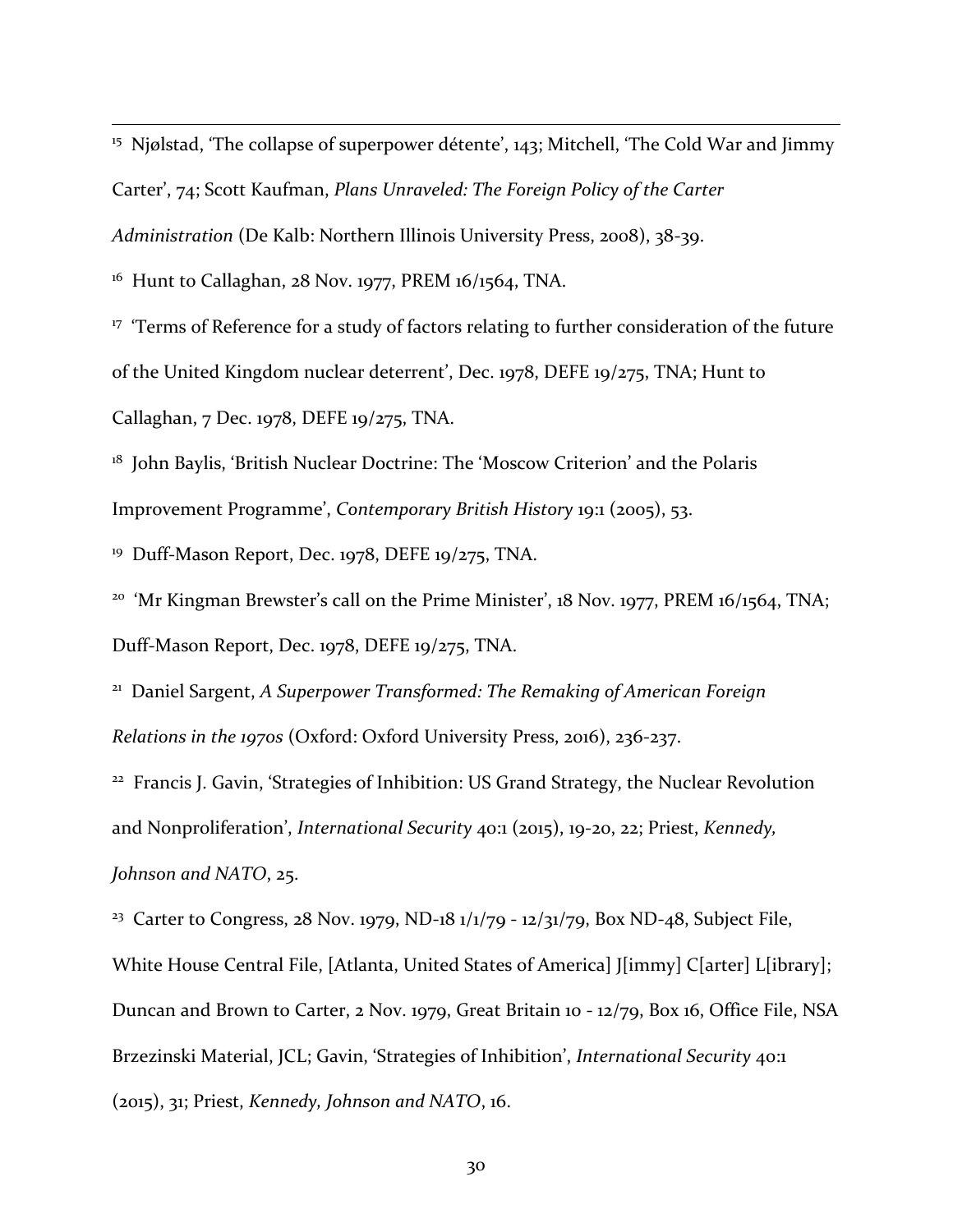[15] Njølstad, 'The collapse of superpower détente', 143; Mitchell, 'The Cold War and Jimmy Carter', 74; Scott Kaufman, *Plans Unraveled: The Foreign Policy of the Carter Administration* (De Kalb: Northern Illinois University Press, 2008), 38-39.

[16] Hunt to Callaghan, 28 Nov. 1977, PREM 16/1564, TNA.

[17] 'Terms of Reference for a study of factors relating to further consideration of the future of the United Kingdom nuclear deterrent', Dec. 1978, DEFE 19/275, TNA; Hunt to Callaghan, 7 Dec. 1978, DEFE 19/275, TNA.

[18] John Baylis, 'British Nuclear Doctrine: The 'Moscow Criterion' and the Polaris Improvement Programme', *Contemporary British History* 19:1 (2005), 53.

[19] Duff-Mason Report, Dec. 1978, DEFE 19/275, TNA.

[20] 'Mr Kingman Brewster's call on the Prime Minister', 18 Nov. 1977, PREM 16/1564, TNA; Duff-Mason Report, Dec. 1978, DEFE 19/275, TNA.

[21] Daniel Sargent, *A Superpower Transformed: The Remaking of American Foreign Relations in the 1970s* (Oxford: Oxford University Press, 2016), 236-237.

[22] Francis J. Gavin, 'Strategies of Inhibition: US Grand Strategy, the Nuclear Revolution and Nonproliferation', *International Security* 40:1 (2015), 19-20, 22; Priest, *Kennedy, Johnson and NATO*, 25.

[23] Carter to Congress, 28 Nov. 1979, ND-18 1/1/79 - 12/31/79, Box ND-48, Subject File, White House Central File, [Atlanta, United States of America] J[immy] C[arter] L[ibrary]; Duncan and Brown to Carter, 2 Nov. 1979, Great Britain 10 - 12/79, Box 16, Office File, NSA Brzezinski Material, JCL; Gavin, 'Strategies of Inhibition', *International Security* 40:1 (2015), 31; Priest, *Kennedy, Johnson and NATO*, 16.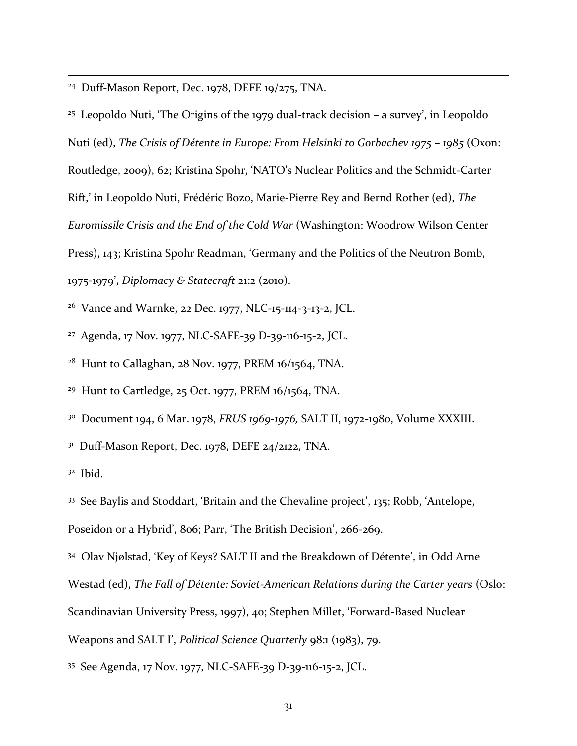[24] Duff-Mason Report, Dec. 1978, DEFE 19/275, TNA.

[25] Leopoldo Nuti, 'The Origins of the 1979 dual-track decision – a survey', in Leopoldo Nuti (ed), *The Crisis of Détente in Europe: From Helsinki to Gorbachev 1975 – 1985* (Oxon: Routledge, 2009), 62; Kristina Spohr, 'NATO's Nuclear Politics and the Schmidt-Carter Rift,' in Leopoldo Nuti, Frédéric Bozo, Marie-Pierre Rey and Bernd Rother (ed), *The Euromissile Crisis and the End of the Cold War* (Washington: Woodrow Wilson Center Press), 143; Kristina Spohr Readman, 'Germany and the Politics of the Neutron Bomb, 1975-1979', *Diplomacy & Statecraft* 21:2 (2010).

[26] Vance and Warnke, 22 Dec. 1977, NLC-15-114-3-13-2, JCL.

[27] Agenda, 17 Nov. 1977, NLC-SAFE-39 D-39-116-15-2, JCL.

[28] Hunt to Callaghan, 28 Nov. 1977, PREM 16/1564, TNA.

[29] Hunt to Cartledge, 25 Oct. 1977, PREM 16/1564, TNA.

[30] Document 194, 6 Mar. 1978, *FRUS 1969-1976,* SALT II, 1972-1980, Volume XXXIII.

[31] Duff-Mason Report, Dec. 1978, DEFE 24/2122, TNA.

[32] Ibid.

[33] See Baylis and Stoddart, 'Britain and the Chevaline project', 135; Robb, 'Antelope, Poseidon or a Hybrid', 806; Parr, 'The British Decision', 266-269.

[34] Olav Njølstad, 'Key of Keys? SALT II and the Breakdown of Détente', in Odd Arne Westad (ed), *The Fall of Détente: Soviet-American Relations during the Carter years* (Oslo: Scandinavian University Press, 1997), 40; Stephen Millet, 'Forward-Based Nuclear Weapons and SALT I', *Political Science Quarterly* 98:1 (1983), 79.

[35] See Agenda, 17 Nov. 1977, NLC-SAFE-39 D-39-116-15-2, JCL.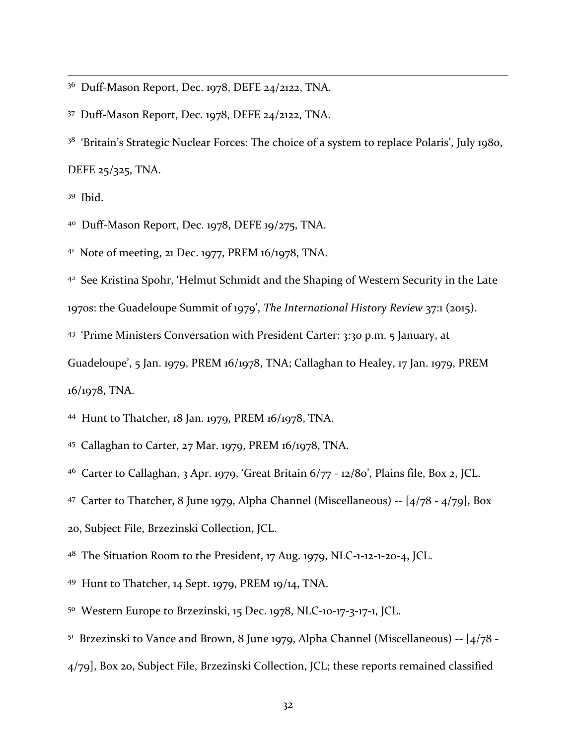[36] Duff-Mason Report, Dec. 1978, DEFE 24/2122, TNA.

[37] Duff-Mason Report, Dec. 1978, DEFE 24/2122, TNA.

[38] 'Britain's Strategic Nuclear Forces: The choice of a system to replace Polaris', July 1980, DEFE 25/325, TNA.

[39] Ibid.

[40] Duff-Mason Report, Dec. 1978, DEFE 19/275, TNA.

[41] Note of meeting, 21 Dec. 1977, PREM 16/1978, TNA.

[42] See Kristina Spohr, 'Helmut Schmidt and the Shaping of Western Security in the Late 1970s: the Guadeloupe Summit of 1979', *The International History Review* 37:1 (2015).

[43] 'Prime Ministers Conversation with President Carter: 3:30 p.m. 5 January, at Guadeloupe', 5 Jan. 1979, PREM 16/1978, TNA; Callaghan to Healey, 17 Jan. 1979, PREM 16/1978, TNA.

[44] Hunt to Thatcher, 18 Jan. 1979, PREM 16/1978, TNA.

[45] Callaghan to Carter, 27 Mar. 1979, PREM 16/1978, TNA.

[46] Carter to Callaghan, 3 Apr. 1979, 'Great Britain 6/77 - 12/80', Plains file, Box 2, JCL.

[47] Carter to Thatcher, 8 June 1979, Alpha Channel (Miscellaneous) -- [4/78 - 4/79], Box 20, Subject File, Brzezinski Collection, JCL.

[48] The Situation Room to the President, 17 Aug. 1979, NLC-1-12-1-20-4, JCL.

[49] Hunt to Thatcher, 14 Sept. 1979, PREM 19/14, TNA.

[50] Western Europe to Brzezinski, 15 Dec. 1978, NLC-10-17-3-17-1, JCL.

[51] Brzezinski to Vance and Brown, 8 June 1979, Alpha Channel (Miscellaneous) -- [4/78 - 4/79], Box 20, Subject File, Brzezinski Collection, JCL; these reports remained classified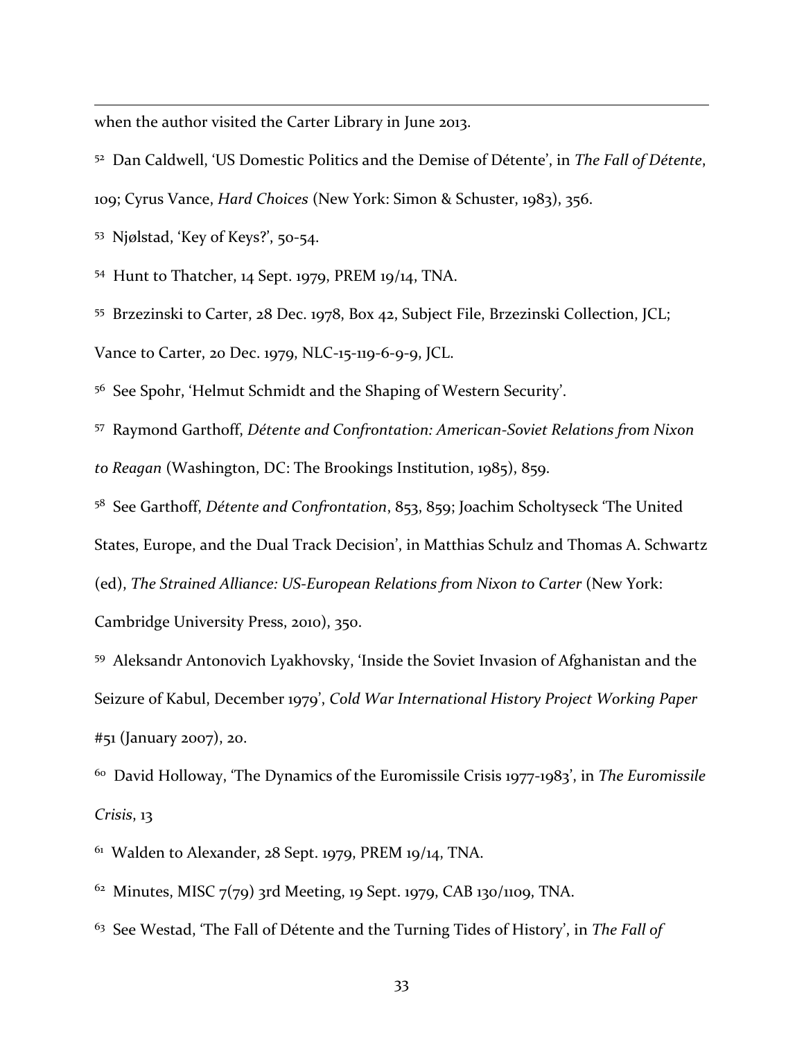when the author visited the Carter Library in June 2013.

[52] Dan Caldwell, 'US Domestic Politics and the Demise of Détente', in *The Fall of Détente*, 109; Cyrus Vance, *Hard Choices* (New York: Simon & Schuster, 1983), 356.

[53] Njølstad, 'Key of Keys?', 50-54.

[54] Hunt to Thatcher, 14 Sept. 1979, PREM 19/14, TNA.

[55] Brzezinski to Carter, 28 Dec. 1978, Box 42, Subject File, Brzezinski Collection, JCL; Vance to Carter, 20 Dec. 1979, NLC-15-119-6-9-9, JCL.

[56] See Spohr, 'Helmut Schmidt and the Shaping of Western Security'.

[57] Raymond Garthoff, *Détente and Confrontation: American-Soviet Relations from Nixon to Reagan* (Washington, DC: The Brookings Institution, 1985), 859.

[58] See Garthoff, *Détente and Confrontation*, 853, 859; Joachim Scholtyseck 'The United States, Europe, and the Dual Track Decision', in Matthias Schulz and Thomas A. Schwartz (ed), *The Strained Alliance: US-European Relations from Nixon to Carter* (New York: Cambridge University Press, 2010), 350.

[59] Aleksandr Antonovich Lyakhovsky, 'Inside the Soviet Invasion of Afghanistan and the Seizure of Kabul, December 1979', *Cold War International History Project Working Paper* #51 (January 2007), 20.

[60] David Holloway, 'The Dynamics of the Euromissile Crisis 1977-1983', in *The Euromissile Crisis*, 13

[61] Walden to Alexander, 28 Sept. 1979, PREM 19/14, TNA.

[62] Minutes, MISC 7(79) 3rd Meeting, 19 Sept. 1979, CAB 130/1109, TNA.

[63] See Westad, 'The Fall of Détente and the Turning Tides of History', in *The Fall of*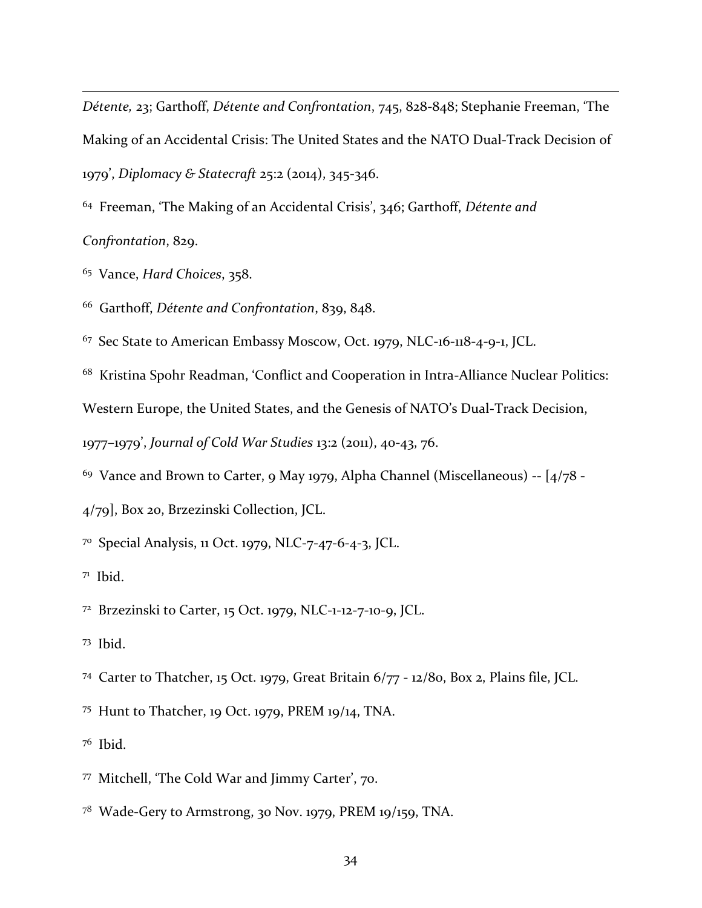*Détente,* 23; Garthoff, *Détente and Confrontation*, 745, 828-848; Stephanie Freeman, 'The Making of an Accidental Crisis: The United States and the NATO Dual-Track Decision of 1979', *Diplomacy & Statecraft* 25:2 (2014), 345-346.

[64] Freeman, 'The Making of an Accidental Crisis', 346; Garthoff, *Détente and Confrontation*, 829.

[65] Vance, *Hard Choices*, 358.

[66] Garthoff, *Détente and Confrontation*, 839, 848.

[67] Sec State to American Embassy Moscow, Oct. 1979, NLC-16-118-4-9-1, JCL.

[68] Kristina Spohr Readman, 'Conflict and Cooperation in Intra-Alliance Nuclear Politics: Western Europe, the United States, and the Genesis of NATO's Dual-Track Decision, 1977–1979', *Journal of Cold War Studies* 13:2 (2011), 40-43, 76.

[69] Vance and Brown to Carter, 9 May 1979, Alpha Channel (Miscellaneous) -- [4/78 - 4/79], Box 20, Brzezinski Collection, JCL.

[70] Special Analysis, 11 Oct. 1979, NLC-7-47-6-4-3, JCL.

[71] Ibid.

[72] Brzezinski to Carter, 15 Oct. 1979, NLC-1-12-7-10-9, JCL.

[73] Ibid.

[74] Carter to Thatcher, 15 Oct. 1979, Great Britain 6/77 - 12/80, Box 2, Plains file, JCL.

[75] Hunt to Thatcher, 19 Oct. 1979, PREM 19/14, TNA.

[76] Ibid.

[77] Mitchell, 'The Cold War and Jimmy Carter', 70.

[78] Wade-Gery to Armstrong, 30 Nov. 1979, PREM 19/159, TNA.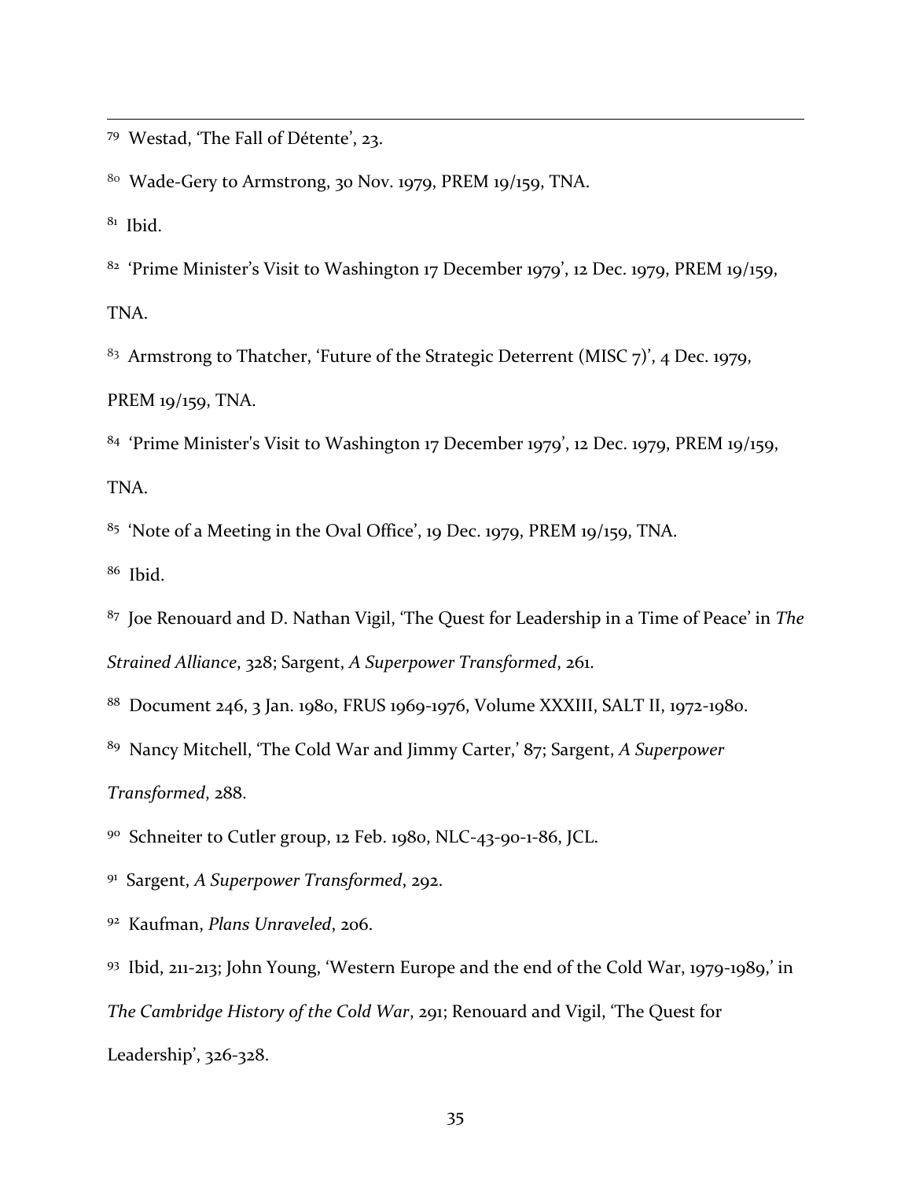[79] Westad, 'The Fall of Détente', 23.

[80] Wade-Gery to Armstrong, 30 Nov. 1979, PREM 19/159, TNA.

[81] Ibid.

[82] 'Prime Minister's Visit to Washington 17 December 1979', 12 Dec. 1979, PREM 19/159, TNA.

[83] Armstrong to Thatcher, 'Future of the Strategic Deterrent (MISC 7)', 4 Dec. 1979, PREM 19/159, TNA.

[84] 'Prime Minister's Visit to Washington 17 December 1979', 12 Dec. 1979, PREM 19/159, TNA.

[85] 'Note of a Meeting in the Oval Office', 19 Dec. 1979, PREM 19/159, TNA.

[86] Ibid.

[87] Joe Renouard and D. Nathan Vigil, 'The Quest for Leadership in a Time of Peace' in *The Strained Alliance*, 328; Sargent, *A Superpower Transformed*, 261.

[88] Document 246, 3 Jan. 1980, FRUS 1969-1976, Volume XXXIII, SALT II, 1972-1980.

[89] Nancy Mitchell, 'The Cold War and Jimmy Carter,' 87; Sargent, *A Superpower Transformed*, 288.

[90] Schneiter to Cutler group, 12 Feb. 1980, NLC-43-90-1-86, JCL.

[91] Sargent, *A Superpower Transformed*, 292.

[92] Kaufman, *Plans Unraveled*, 206.

[93] Ibid, 211-213; John Young, 'Western Europe and the end of the Cold War, 1979-1989,' in *The Cambridge History of the Cold War*, 291; Renouard and Vigil, 'The Quest for Leadership', 326-328.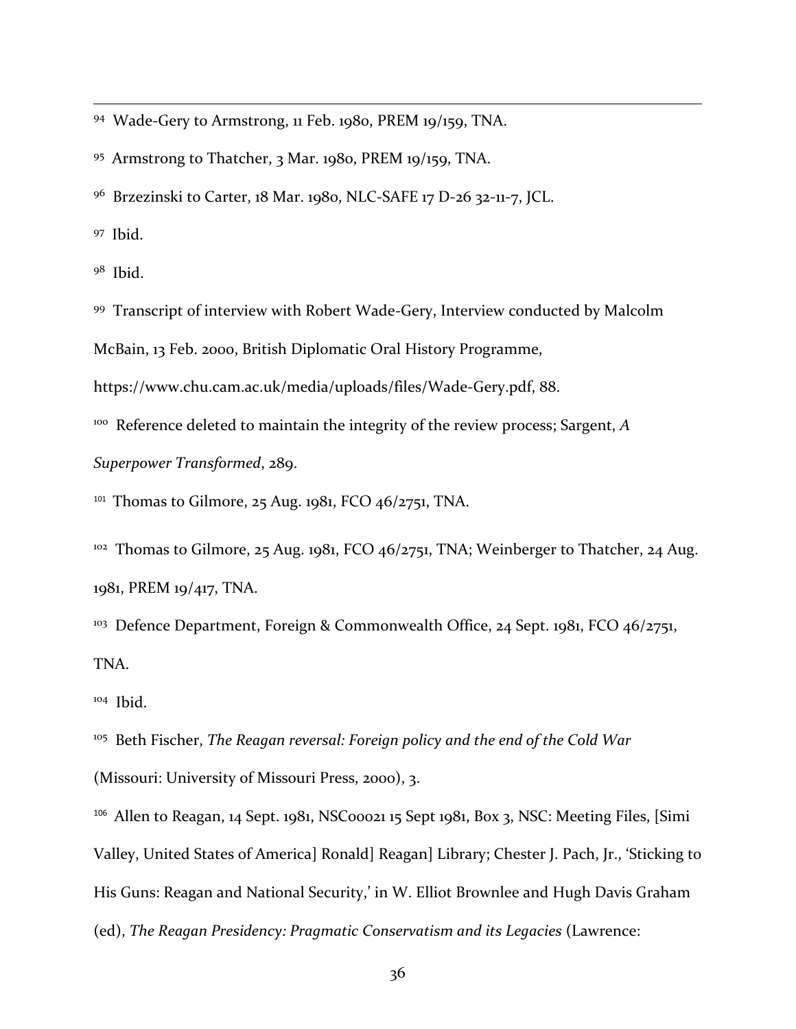[94] Wade-Gery to Armstrong, 11 Feb. 1980, PREM 19/159, TNA.

[95] Armstrong to Thatcher, 3 Mar. 1980, PREM 19/159, TNA.

[96] Brzezinski to Carter, 18 Mar. 1980, NLC-SAFE 17 D-26 32-11-7, JCL.

[97] Ibid.

[98] Ibid.

[99] Transcript of interview with Robert Wade-Gery, Interview conducted by Malcolm McBain, 13 Feb. 2000, British Diplomatic Oral History Programme, https://www.chu.cam.ac.uk/media/uploads/files/Wade-Gery.pdf, 88.

[100] Reference deleted to maintain the integrity of the review process; Sargent, *A Superpower Transformed*, 289.

[101] Thomas to Gilmore, 25 Aug. 1981, FCO 46/2751, TNA.

[102] Thomas to Gilmore, 25 Aug. 1981, FCO 46/2751, TNA; Weinberger to Thatcher, 24 Aug. 1981, PREM 19/417, TNA.

[103] Defence Department, Foreign & Commonwealth Office, 24 Sept. 1981, FCO 46/2751, TNA.

[104] Ibid.

[105] Beth Fischer, *The Reagan reversal: Foreign policy and the end of the Cold War* (Missouri: University of Missouri Press, 2000), 3.

[106] Allen to Reagan, 14 Sept. 1981, NSC00021 15 Sept 1981, Box 3, NSC: Meeting Files, [Simi Valley, United States of America] Ronald] Reagan] Library; Chester J. Pach, Jr., 'Sticking to His Guns: Reagan and National Security,' in W. Elliot Brownlee and Hugh Davis Graham (ed), *The Reagan Presidency: Pragmatic Conservatism and its Legacies* (Lawrence: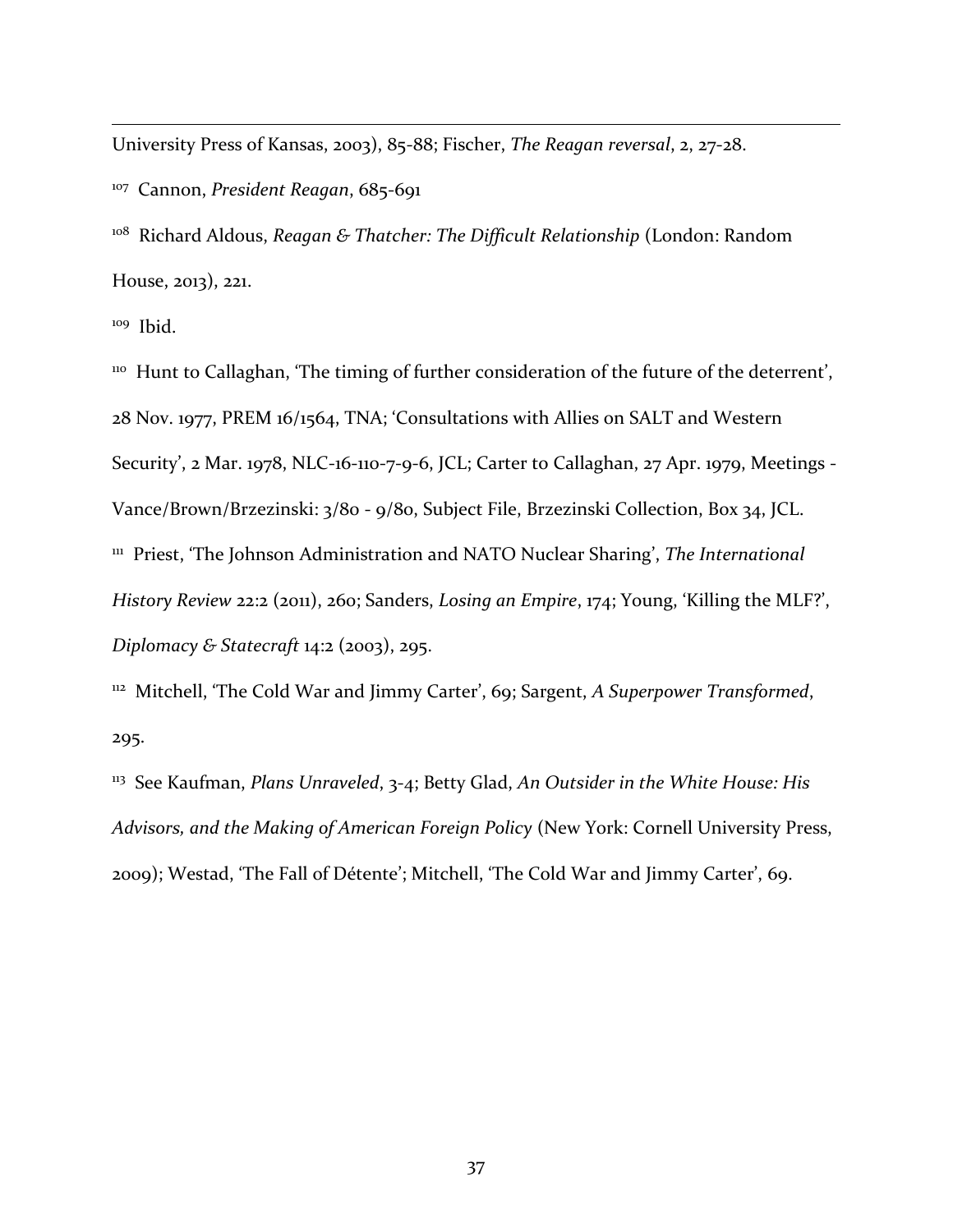University Press of Kansas, 2003), 85-88; Fischer, *The Reagan reversal*, 2, 27-28.

[107] Cannon, *President Reagan*, 685-691

[108] Richard Aldous, *Reagan & Thatcher: The Difficult Relationship* (London: Random House, 2013), 221.

[109] Ibid.

[110] Hunt to Callaghan, 'The timing of further consideration of the future of the deterrent', 28 Nov. 1977, PREM 16/1564, TNA; 'Consultations with Allies on SALT and Western Security', 2 Mar. 1978, NLC-16-110-7-9-6, JCL; Carter to Callaghan, 27 Apr. 1979, Meetings - Vance/Brown/Brzezinski: 3/80 - 9/80, Subject File, Brzezinski Collection, Box 34, JCL.

[111] Priest, 'The Johnson Administration and NATO Nuclear Sharing', *The International History Review* 22:2 (2011), 260; Sanders, *Losing an Empire*, 174; Young, 'Killing the MLF?', *Diplomacy & Statecraft* 14:2 (2003), 295.

[112] Mitchell, 'The Cold War and Jimmy Carter', 69; Sargent, *A Superpower Transformed*, 295.

[113] See Kaufman, *Plans Unraveled*, 3-4; Betty Glad, *An Outsider in the White House: His Advisors, and the Making of American Foreign Policy* (New York: Cornell University Press, 2009); Westad, 'The Fall of Détente'; Mitchell, 'The Cold War and Jimmy Carter', 69.